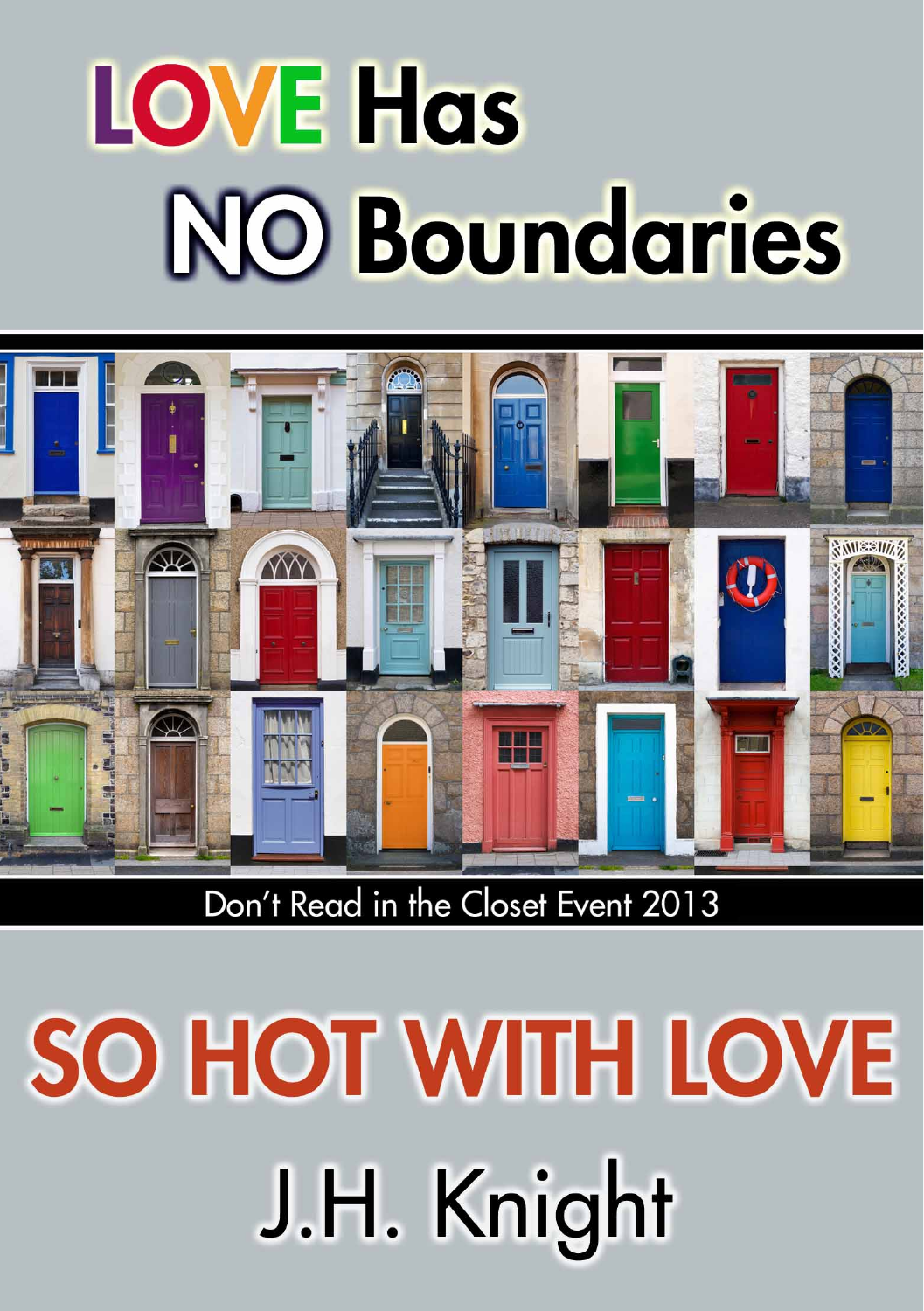# LOVE Has NO Boundaries

Don't Read in the Closet Event 2013

# SO HOT WITH LOVE

J.H. Knight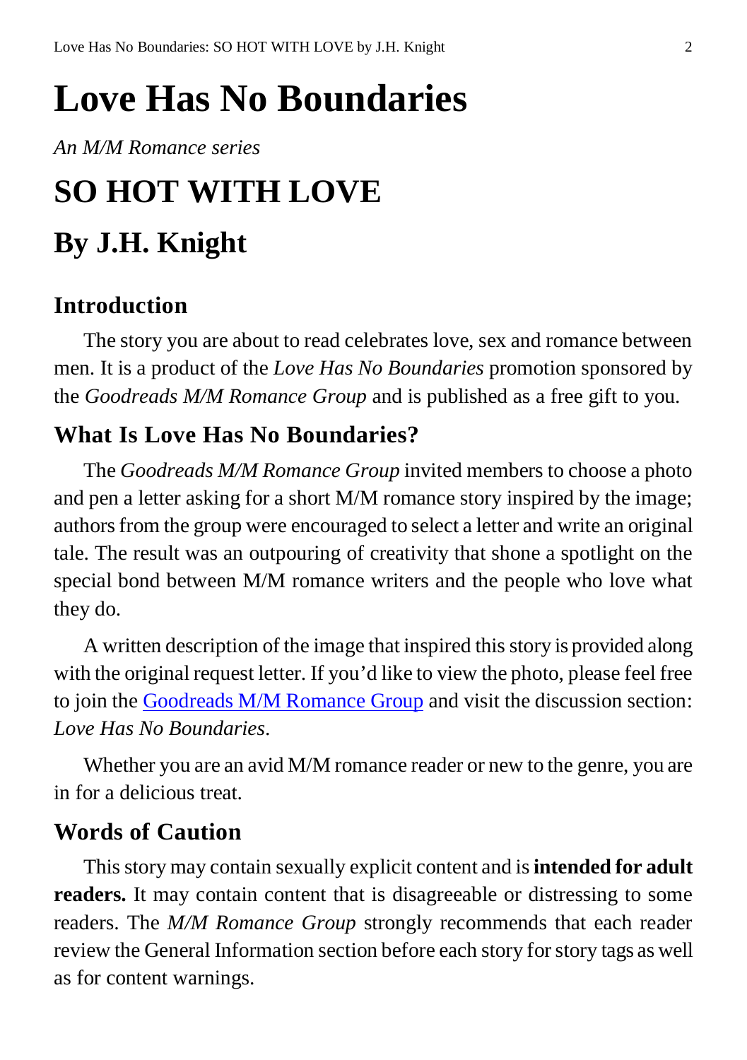# Love Has No Boundaries

*An M/M Romance series*

# SO HOT WITH LOVE

# By J.H. Knight

## Introduction

The story you are about to read celebrates love, sex and romance between men. It is a product of the *Love Has No Boundaries* promotion sponsored by the *Goodreads M/M Romance Group* and is published as a free gift to you.

## What Is Love Has No Boundaries?

The *Goodreads M/M Romance Group* invited members to choose a photo and pen a letter asking for a short M/M romance story inspired by the image; authors from the group were encouraged to select a letter and write an original tale. The result was an outpouring of creativity that shone a spotlight on the special bond between M/M romance writers and the people who love what they do.

A written description of the image that inspired this story is provided along with the original request letter. If you'd like to view the photo, please feel free to join the Goodreads M/M Romance Group and visit the discussion section: *Love Has No Boundaries*.

Whether you are an avid M/M romance reader or new to the genre, you are in for a delicious treat.

## Words of Caution

This story may contain sexually explicit content and is **intended for adult readers.** It may contain content that is disagreeable or distressing to some readers. The *M/M Romance Group* strongly recommends that each reader review the General Information section before each story for story tags as well as for content warnings.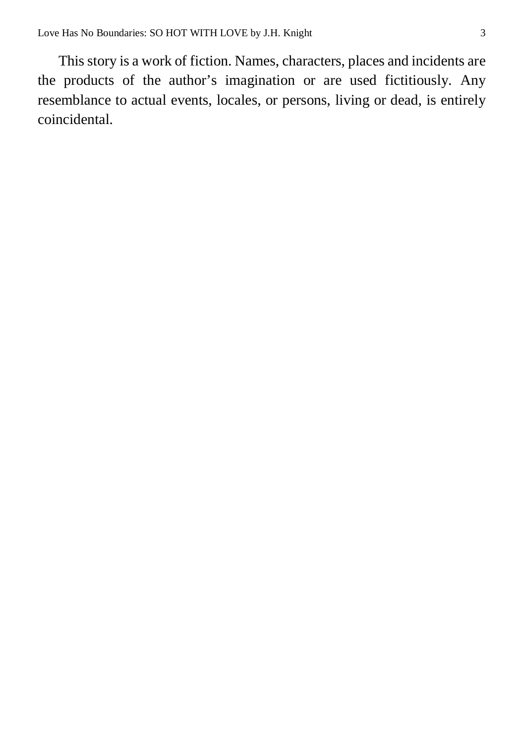This story is a work of fiction. Names, characters, places and incidents are the products of the author's imagination or are used fictitiously. Any resemblance to actual events, locales, or persons, living or dead, is entirely coincidental.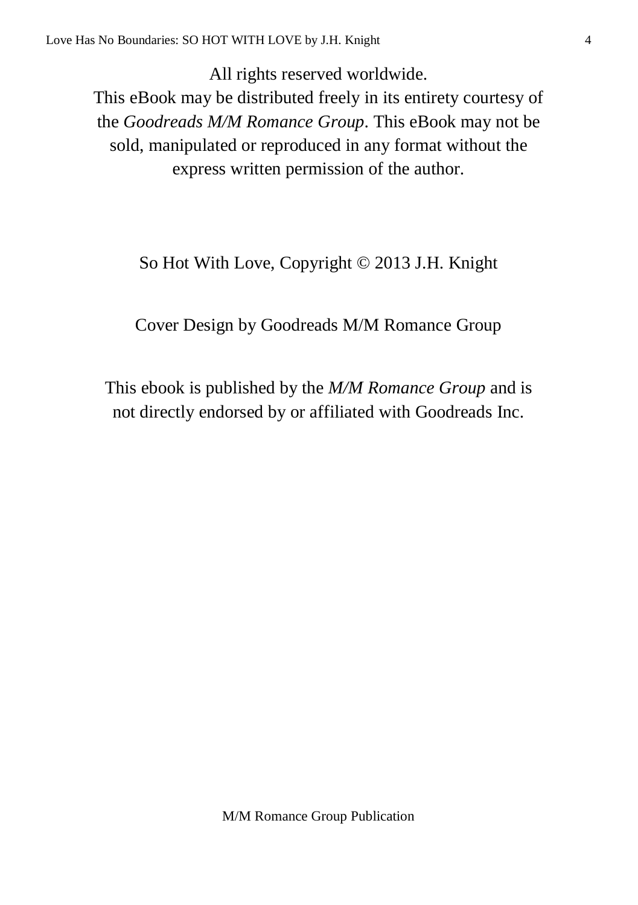All rights reserved worldwide.
This eBook may be distributed freely in its entirety courtesy of the *Goodreads M/M Romance Group*. This eBook may not be sold, manipulated or reproduced in any format without the express written permission of the author.

So Hot With Love, Copyright © 2013 J.H. Knight

Cover Design by Goodreads M/M Romance Group

This ebook is published by the *M/M Romance Group* and is not directly endorsed by or affiliated with Goodreads Inc.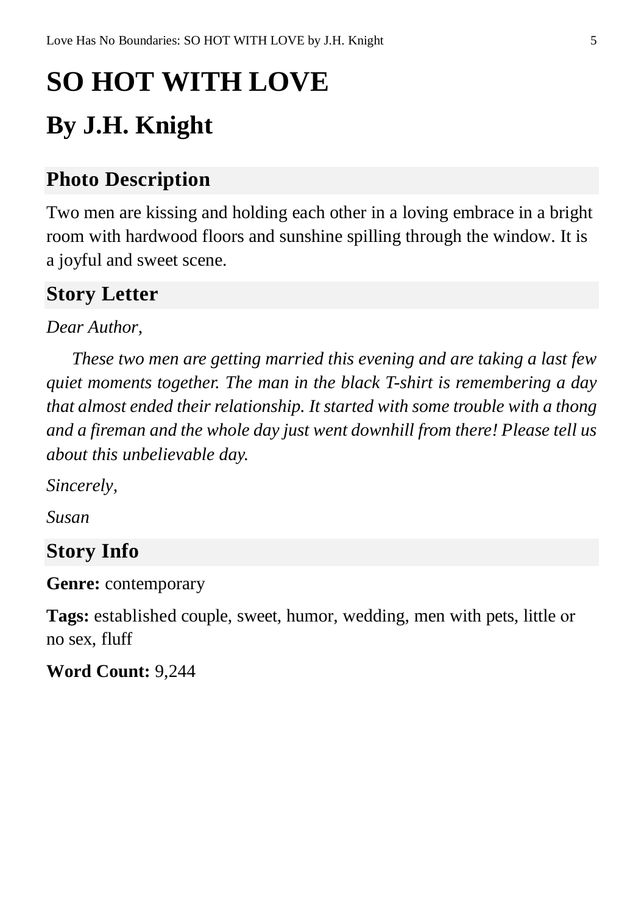# SO HOT WITH LOVE

## By J.H. Knight

### Photo Description

Two men are kissing and holding each other in a loving embrace in a bright room with hardwood floors and sunshine spilling through the window. It is a joyful and sweet scene.

### Story Letter

*Dear Author,*

*These two men are getting married this evening and are taking a last few quiet moments together. The man in the black T-shirt is remembering a day that almost ended their relationship. It started with some trouble with a thong and a fireman and the whole day just went downhill from there! Please tell us about this unbelievable day.*

*Sincerely,*

*Susan*

### Story Info

**Genre:** contemporary

**Tags:** established couple, sweet, humor, wedding, men with pets, little or no sex, fluff

**Word Count:** 9,244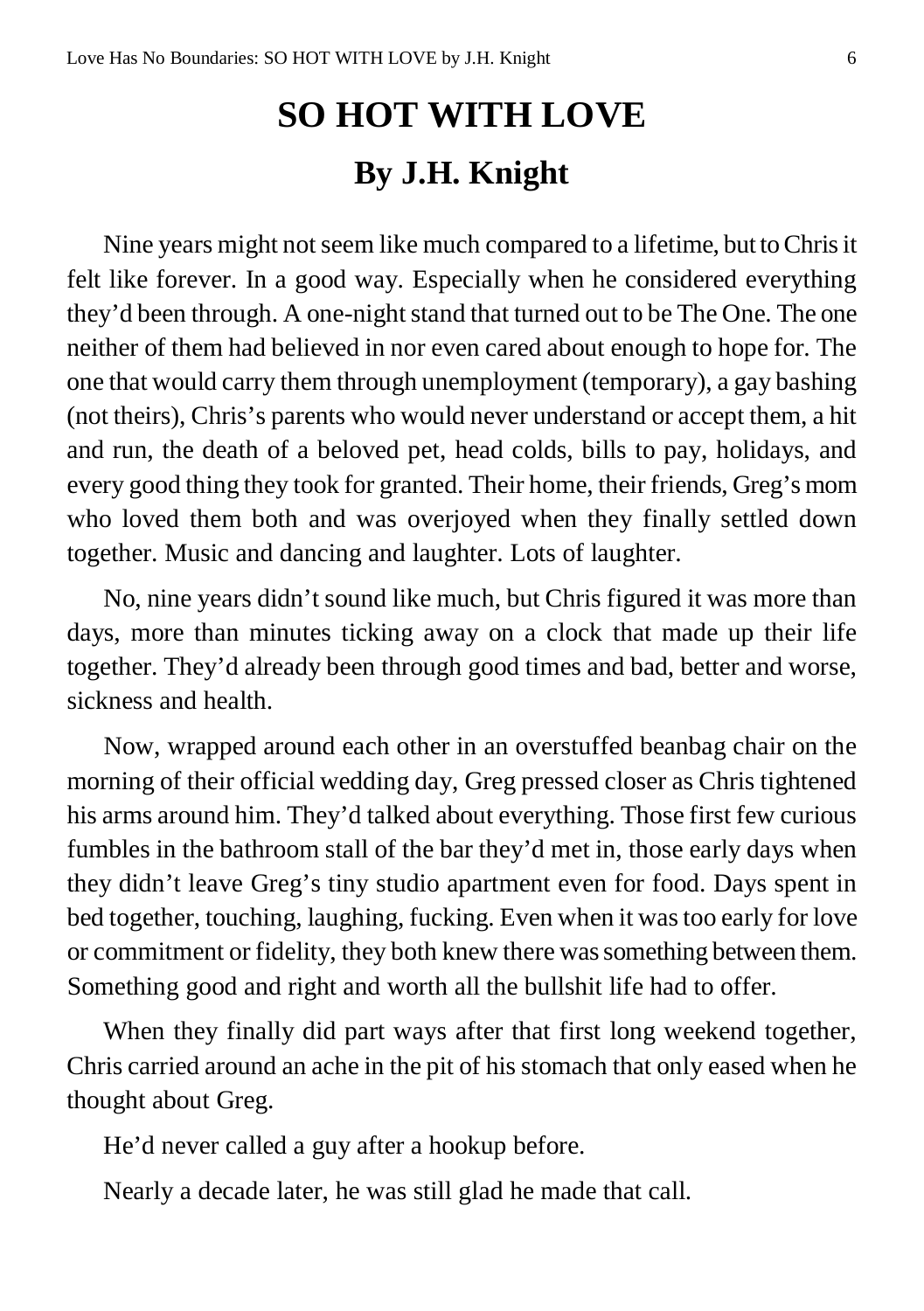# SO HOT WITH LOVE

## By J.H. Knight

Nine years might not seem like much compared to a lifetime, but to Chris it felt like forever. In a good way. Especially when he considered everything they'd been through. A one-night stand that turned out to be The One. The one neither of them had believed in nor even cared about enough to hope for. The one that would carry them through unemployment (temporary), a gay bashing (not theirs), Chris's parents who would never understand or accept them, a hit and run, the death of a beloved pet, head colds, bills to pay, holidays, and every good thing they took for granted. Their home, their friends, Greg's mom who loved them both and was overjoyed when they finally settled down together. Music and dancing and laughter. Lots of laughter.

No, nine years didn't sound like much, but Chris figured it was more than days, more than minutes ticking away on a clock that made up their life together. They'd already been through good times and bad, better and worse, sickness and health.

Now, wrapped around each other in an overstuffed beanbag chair on the morning of their official wedding day, Greg pressed closer as Chris tightened his arms around him. They'd talked about everything. Those first few curious fumbles in the bathroom stall of the bar they'd met in, those early days when they didn't leave Greg's tiny studio apartment even for food. Days spent in bed together, touching, laughing, fucking. Even when it was too early for love or commitment or fidelity, they both knew there was something between them. Something good and right and worth all the bullshit life had to offer.

When they finally did part ways after that first long weekend together, Chris carried around an ache in the pit of his stomach that only eased when he thought about Greg.

He'd never called a guy after a hookup before.

Nearly a decade later, he was still glad he made that call.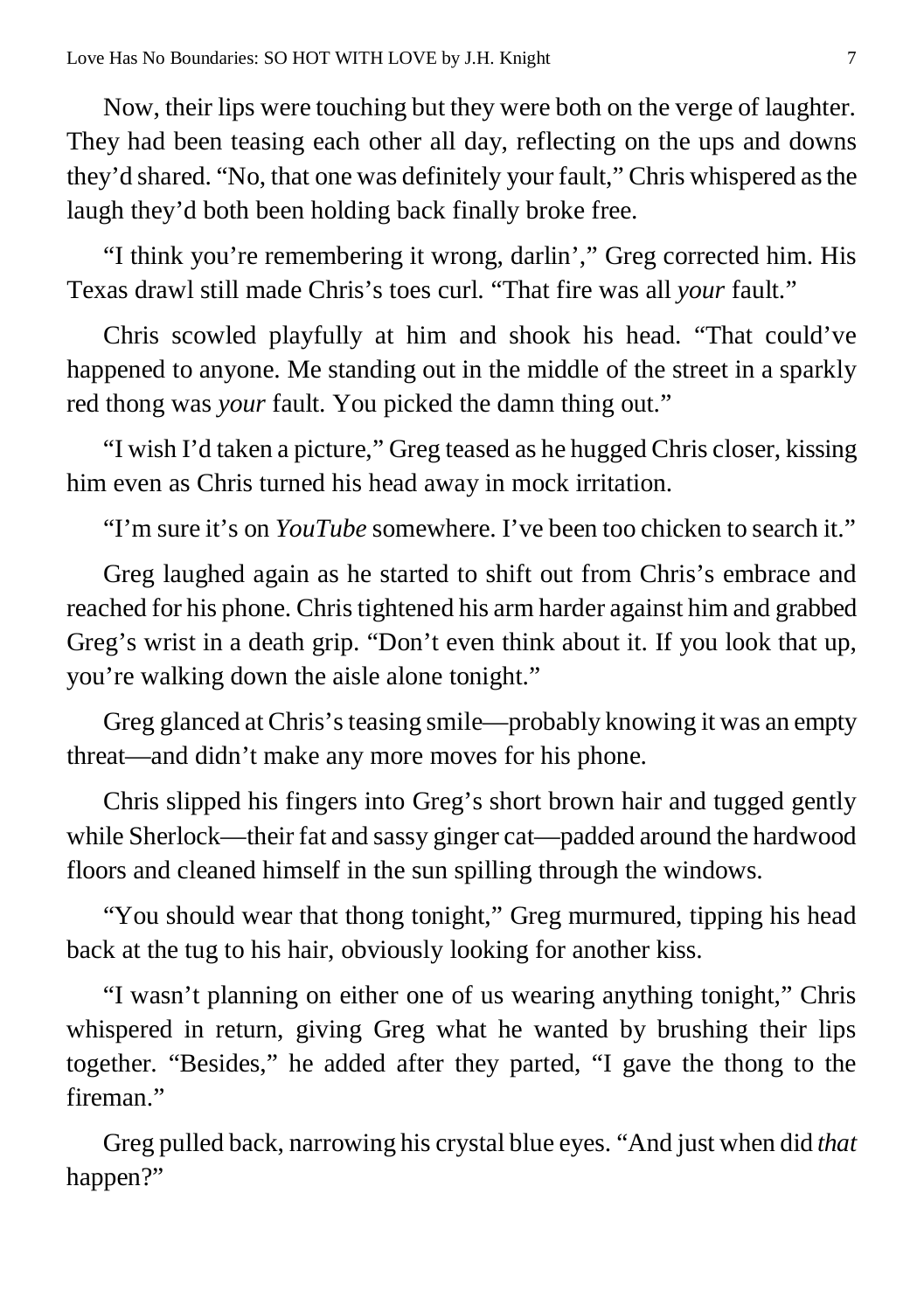Now, their lips were touching but they were both on the verge of laughter. They had been teasing each other all day, reflecting on the ups and downs they'd shared. "No, that one was definitely your fault," Chris whispered as the laugh they'd both been holding back finally broke free.

"I think you're remembering it wrong, darlin'," Greg corrected him. His Texas drawl still made Chris's toes curl. "That fire was all *your* fault."

Chris scowled playfully at him and shook his head. "That could've happened to anyone. Me standing out in the middle of the street in a sparkly red thong was *your* fault. You picked the damn thing out."

"I wish I'd taken a picture," Greg teased as he hugged Chris closer, kissing him even as Chris turned his head away in mock irritation.

"I'm sure it's on *YouTube* somewhere. I've been too chicken to search it."

Greg laughed again as he started to shift out from Chris's embrace and reached for his phone. Chris tightened his arm harder against him and grabbed Greg's wrist in a death grip. "Don't even think about it. If you look that up, you're walking down the aisle alone tonight."

Greg glanced at Chris's teasing smile—probably knowing it was an empty threat—and didn't make any more moves for his phone.

Chris slipped his fingers into Greg's short brown hair and tugged gently while Sherlock—their fat and sassy ginger cat—padded around the hardwood floors and cleaned himself in the sun spilling through the windows.

"You should wear that thong tonight," Greg murmured, tipping his head back at the tug to his hair, obviously looking for another kiss.

"I wasn't planning on either one of us wearing anything tonight," Chris whispered in return, giving Greg what he wanted by brushing their lips together. "Besides," he added after they parted, "I gave the thong to the fireman."

Greg pulled back, narrowing his crystal blue eyes. "And just when did *that* happen?"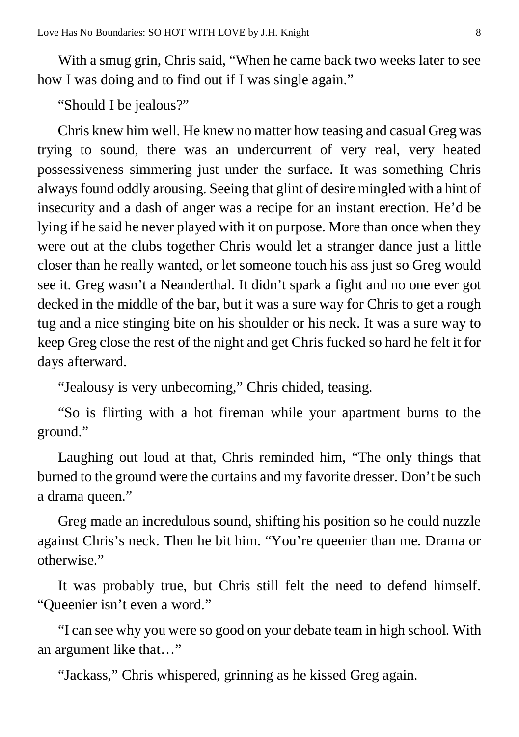With a smug grin, Chris said, "When he came back two weeks later to see how I was doing and to find out if I was single again."

"Should I be jealous?"

Chris knew him well. He knew no matter how teasing and casual Greg was trying to sound, there was an undercurrent of very real, very heated possessiveness simmering just under the surface. It was something Chris always found oddly arousing. Seeing that glint of desire mingled with a hint of insecurity and a dash of anger was a recipe for an instant erection. He'd be lying if he said he never played with it on purpose. More than once when they were out at the clubs together Chris would let a stranger dance just a little closer than he really wanted, or let someone touch his ass just so Greg would see it. Greg wasn't a Neanderthal. It didn't spark a fight and no one ever got decked in the middle of the bar, but it was a sure way for Chris to get a rough tug and a nice stinging bite on his shoulder or his neck. It was a sure way to keep Greg close the rest of the night and get Chris fucked so hard he felt it for days afterward.

"Jealousy is very unbecoming," Chris chided, teasing.

"So is flirting with a hot fireman while your apartment burns to the ground."

Laughing out loud at that, Chris reminded him, "The only things that burned to the ground were the curtains and my favorite dresser. Don't be such a drama queen."

Greg made an incredulous sound, shifting his position so he could nuzzle against Chris's neck. Then he bit him. "You're queenier than me. Drama or otherwise."

It was probably true, but Chris still felt the need to defend himself. "Queenier isn't even a word."

"I can see why you were so good on your debate team in high school. With an argument like that…"

"Jackass," Chris whispered, grinning as he kissed Greg again.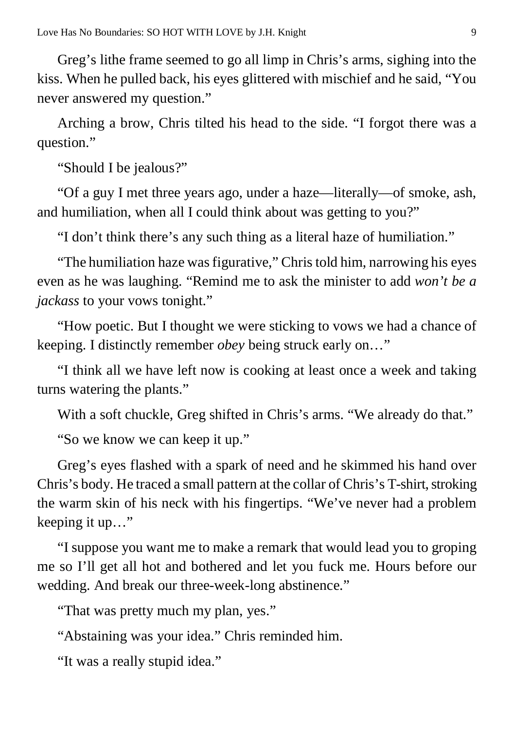Greg's lithe frame seemed to go all limp in Chris's arms, sighing into the kiss. When he pulled back, his eyes glittered with mischief and he said, "You never answered my question."

Arching a brow, Chris tilted his head to the side. "I forgot there was a question."

"Should I be jealous?"

"Of a guy I met three years ago, under a haze—literally—of smoke, ash, and humiliation, when all I could think about was getting to you?"

"I don't think there's any such thing as a literal haze of humiliation."

"The humiliation haze was figurative," Chris told him, narrowing his eyes even as he was laughing. "Remind me to ask the minister to add *won't be a jackass* to your vows tonight."

"How poetic. But I thought we were sticking to vows we had a chance of keeping. I distinctly remember *obey* being struck early on…"

"I think all we have left now is cooking at least once a week and taking turns watering the plants."

With a soft chuckle, Greg shifted in Chris's arms. "We already do that."

"So we know we can keep it up."

Greg's eyes flashed with a spark of need and he skimmed his hand over Chris's body. He traced a small pattern at the collar of Chris's T-shirt, stroking the warm skin of his neck with his fingertips. "We've never had a problem keeping it up…"

"I suppose you want me to make a remark that would lead you to groping me so I'll get all hot and bothered and let you fuck me. Hours before our wedding. And break our three-week-long abstinence."

"That was pretty much my plan, yes."

"Abstaining was your idea." Chris reminded him.

"It was a really stupid idea."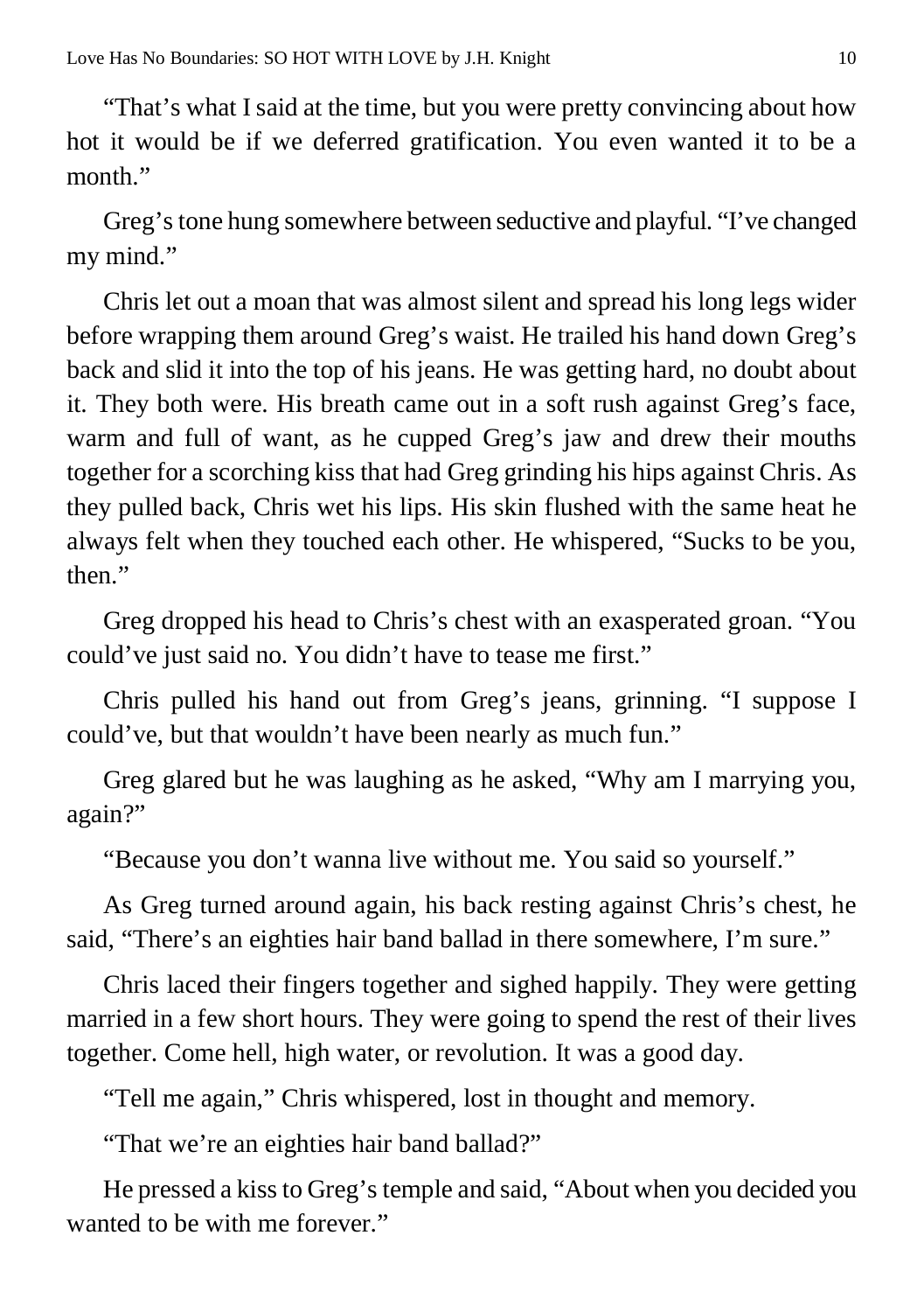"That's what I said at the time, but you were pretty convincing about how hot it would be if we deferred gratification. You even wanted it to be a month."

Greg's tone hung somewhere between seductive and playful. "I've changed my mind."

Chris let out a moan that was almost silent and spread his long legs wider before wrapping them around Greg's waist. He trailed his hand down Greg's back and slid it into the top of his jeans. He was getting hard, no doubt about it. They both were. His breath came out in a soft rush against Greg's face, warm and full of want, as he cupped Greg's jaw and drew their mouths together for a scorching kiss that had Greg grinding his hips against Chris. As they pulled back, Chris wet his lips. His skin flushed with the same heat he always felt when they touched each other. He whispered, "Sucks to be you, then."

Greg dropped his head to Chris's chest with an exasperated groan. "You could've just said no. You didn't have to tease me first."

Chris pulled his hand out from Greg's jeans, grinning. "I suppose I could've, but that wouldn't have been nearly as much fun."

Greg glared but he was laughing as he asked, "Why am I marrying you, again?"

"Because you don't wanna live without me. You said so yourself."

As Greg turned around again, his back resting against Chris's chest, he said, "There's an eighties hair band ballad in there somewhere, I'm sure."

Chris laced their fingers together and sighed happily. They were getting married in a few short hours. They were going to spend the rest of their lives together. Come hell, high water, or revolution. It was a good day.

"Tell me again," Chris whispered, lost in thought and memory.

"That we're an eighties hair band ballad?"

He pressed a kiss to Greg's temple and said, "About when you decided you wanted to be with me forever."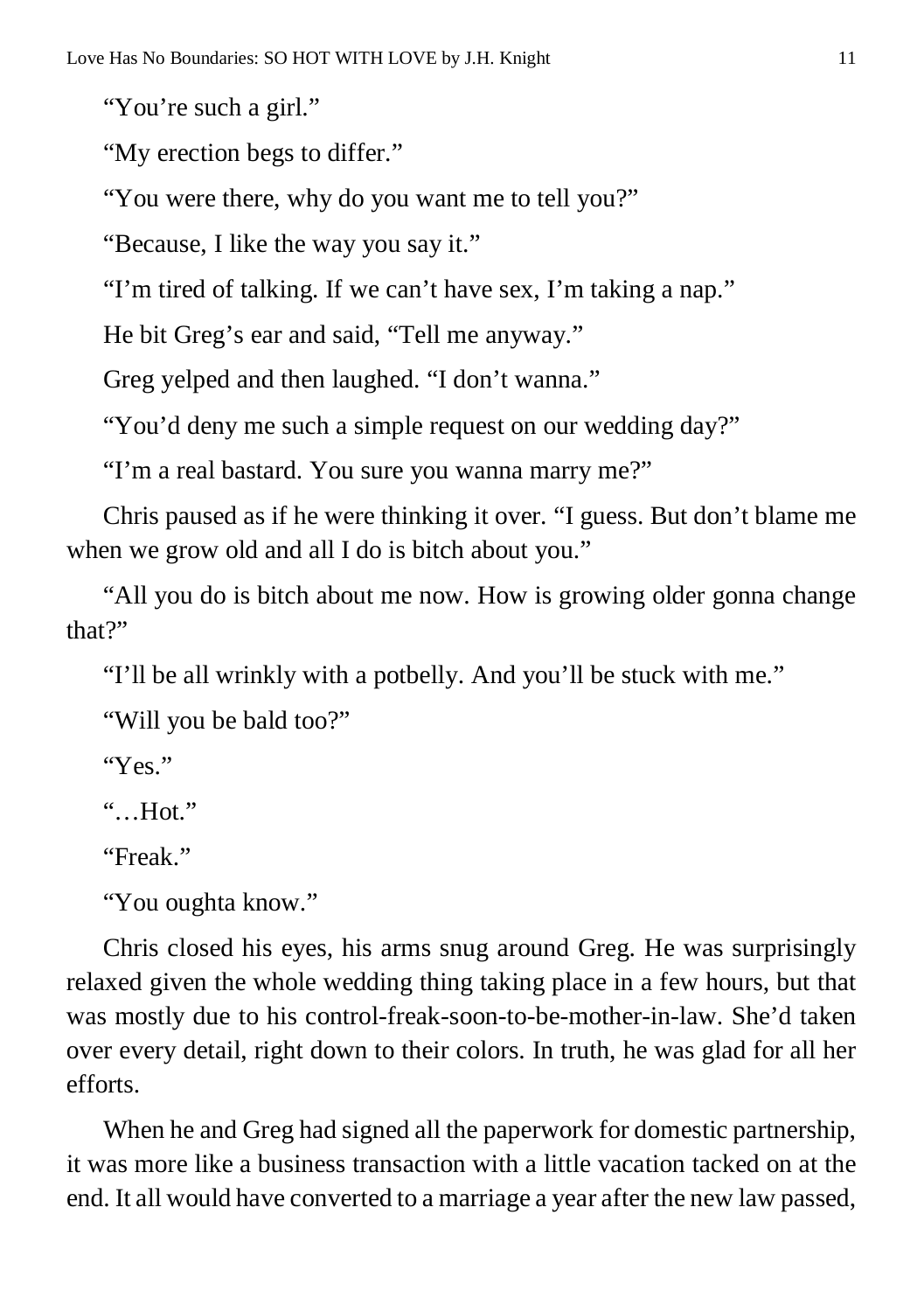"You're such a girl."

"My erection begs to differ."

"You were there, why do you want me to tell you?"

"Because, I like the way you say it."

"I'm tired of talking. If we can't have sex, I'm taking a nap."

He bit Greg's ear and said, "Tell me anyway."

Greg yelped and then laughed. "I don't wanna."

"You'd deny me such a simple request on our wedding day?"

"I'm a real bastard. You sure you wanna marry me?"

Chris paused as if he were thinking it over. "I guess. But don't blame me when we grow old and all I do is bitch about you."

"All you do is bitch about me now. How is growing older gonna change that?"

"I'll be all wrinkly with a potbelly. And you'll be stuck with me."

"Will you be bald too?"

"Yes."

"…Hot."

"Freak."

"You oughta know."

Chris closed his eyes, his arms snug around Greg. He was surprisingly relaxed given the whole wedding thing taking place in a few hours, but that was mostly due to his control-freak-soon-to-be-mother-in-law. She'd taken over every detail, right down to their colors. In truth, he was glad for all her efforts.

When he and Greg had signed all the paperwork for domestic partnership, it was more like a business transaction with a little vacation tacked on at the end. It all would have converted to a marriage a year after the new law passed,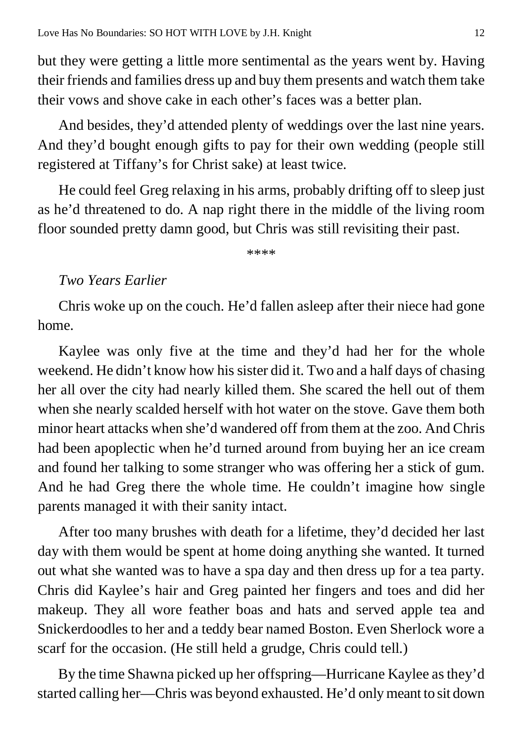but they were getting a little more sentimental as the years went by. Having their friends and families dress up and buy them presents and watch them take their vows and shove cake in each other's faces was a better plan.

And besides, they'd attended plenty of weddings over the last nine years. And they'd bought enough gifts to pay for their own wedding (people still registered at Tiffany's for Christ sake) at least twice.

He could feel Greg relaxing in his arms, probably drifting off to sleep just as he'd threatened to do. A nap right there in the middle of the living room floor sounded pretty damn good, but Chris was still revisiting their past.

\*\*\*\*

*Two Years Earlier*

Chris woke up on the couch. He'd fallen asleep after their niece had gone home.

Kaylee was only five at the time and they'd had her for the whole weekend. He didn't know how his sister did it. Two and a half days of chasing her all over the city had nearly killed them. She scared the hell out of them when she nearly scalded herself with hot water on the stove. Gave them both minor heart attacks when she'd wandered off from them at the zoo. And Chris had been apoplectic when he'd turned around from buying her an ice cream and found her talking to some stranger who was offering her a stick of gum. And he had Greg there the whole time. He couldn't imagine how single parents managed it with their sanity intact.

After too many brushes with death for a lifetime, they'd decided her last day with them would be spent at home doing anything she wanted. It turned out what she wanted was to have a spa day and then dress up for a tea party. Chris did Kaylee's hair and Greg painted her fingers and toes and did her makeup. They all wore feather boas and hats and served apple tea and Snickerdoodles to her and a teddy bear named Boston. Even Sherlock wore a scarf for the occasion. (He still held a grudge, Chris could tell.)

By the time Shawna picked up her offspring—Hurricane Kaylee as they'd started calling her—Chris was beyond exhausted. He'd only meant to sit down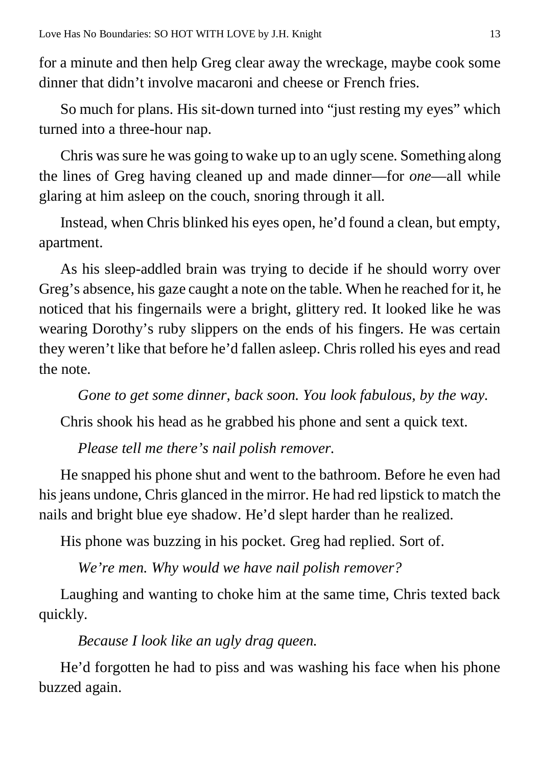for a minute and then help Greg clear away the wreckage, maybe cook some dinner that didn't involve macaroni and cheese or French fries.

So much for plans. His sit-down turned into "just resting my eyes" which turned into a three-hour nap.

Chris was sure he was going to wake up to an ugly scene. Something along the lines of Greg having cleaned up and made dinner—for *one*—all while glaring at him asleep on the couch, snoring through it all.

Instead, when Chris blinked his eyes open, he'd found a clean, but empty, apartment.

As his sleep-addled brain was trying to decide if he should worry over Greg's absence, his gaze caught a note on the table. When he reached for it, he noticed that his fingernails were a bright, glittery red. It looked like he was wearing Dorothy's ruby slippers on the ends of his fingers. He was certain they weren't like that before he'd fallen asleep. Chris rolled his eyes and read the note.

*Gone to get some dinner, back soon. You look fabulous, by the way.*

Chris shook his head as he grabbed his phone and sent a quick text.

*Please tell me there's nail polish remover.*

He snapped his phone shut and went to the bathroom. Before he even had his jeans undone, Chris glanced in the mirror. He had red lipstick to match the nails and bright blue eye shadow. He'd slept harder than he realized.

His phone was buzzing in his pocket. Greg had replied. Sort of.

*We're men. Why would we have nail polish remover?*

Laughing and wanting to choke him at the same time, Chris texted back quickly.

*Because I look like an ugly drag queen.*

He'd forgotten he had to piss and was washing his face when his phone buzzed again.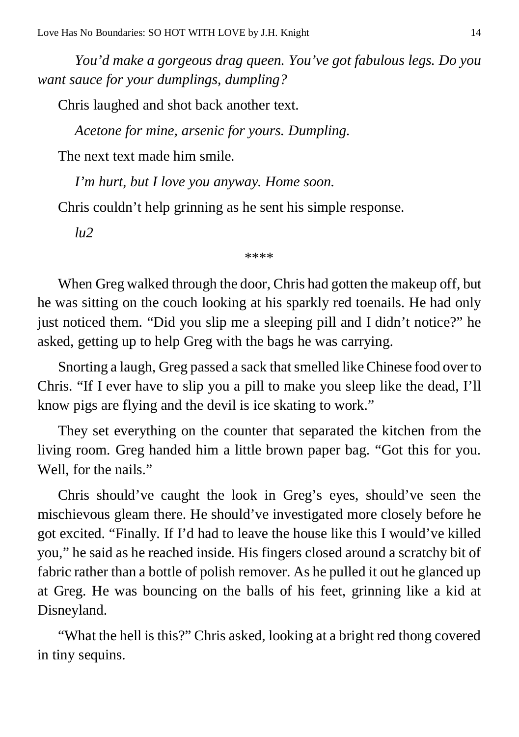*You'd make a gorgeous drag queen. You've got fabulous legs. Do you want sauce for your dumplings, dumpling?*

Chris laughed and shot back another text.

*Acetone for mine, arsenic for yours. Dumpling.*

The next text made him smile.

*I'm hurt, but I love you anyway. Home soon.*

Chris couldn't help grinning as he sent his simple response.

*lu2*

****

When Greg walked through the door, Chris had gotten the makeup off, but he was sitting on the couch looking at his sparkly red toenails. He had only just noticed them. "Did you slip me a sleeping pill and I didn't notice?" he asked, getting up to help Greg with the bags he was carrying.

Snorting a laugh, Greg passed a sack that smelled like Chinese food over to Chris. "If I ever have to slip you a pill to make you sleep like the dead, I'll know pigs are flying and the devil is ice skating to work."

They set everything on the counter that separated the kitchen from the living room. Greg handed him a little brown paper bag. "Got this for you. Well, for the nails."

Chris should've caught the look in Greg's eyes, should've seen the mischievous gleam there. He should've investigated more closely before he got excited. "Finally. If I'd had to leave the house like this I would've killed you," he said as he reached inside. His fingers closed around a scratchy bit of fabric rather than a bottle of polish remover. As he pulled it out he glanced up at Greg. He was bouncing on the balls of his feet, grinning like a kid at Disneyland.

"What the hell is this?" Chris asked, looking at a bright red thong covered in tiny sequins.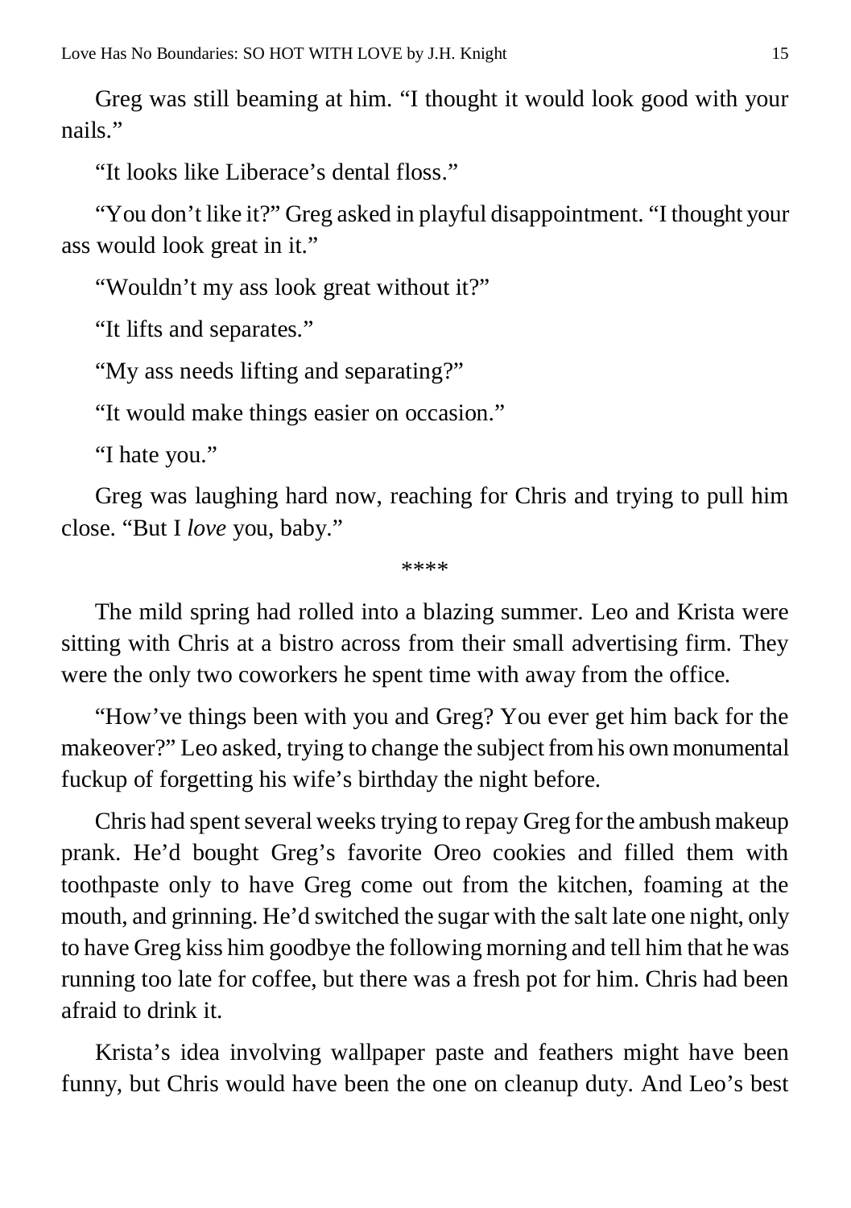Greg was still beaming at him. "I thought it would look good with your nails."

"It looks like Liberace's dental floss."

"You don't like it?" Greg asked in playful disappointment. "I thought your ass would look great in it."

"Wouldn't my ass look great without it?"

"It lifts and separates."

"My ass needs lifting and separating?"

"It would make things easier on occasion."

"I hate you."

Greg was laughing hard now, reaching for Chris and trying to pull him close. "But I *love* you, baby."

\*\*\*\*

The mild spring had rolled into a blazing summer. Leo and Krista were sitting with Chris at a bistro across from their small advertising firm. They were the only two coworkers he spent time with away from the office.

"How've things been with you and Greg? You ever get him back for the makeover?" Leo asked, trying to change the subject from his own monumental fuckup of forgetting his wife's birthday the night before.

Chris had spent several weeks trying to repay Greg for the ambush makeup prank. He'd bought Greg's favorite Oreo cookies and filled them with toothpaste only to have Greg come out from the kitchen, foaming at the mouth, and grinning. He'd switched the sugar with the salt late one night, only to have Greg kiss him goodbye the following morning and tell him that he was running too late for coffee, but there was a fresh pot for him. Chris had been afraid to drink it.

Krista's idea involving wallpaper paste and feathers might have been funny, but Chris would have been the one on cleanup duty. And Leo's best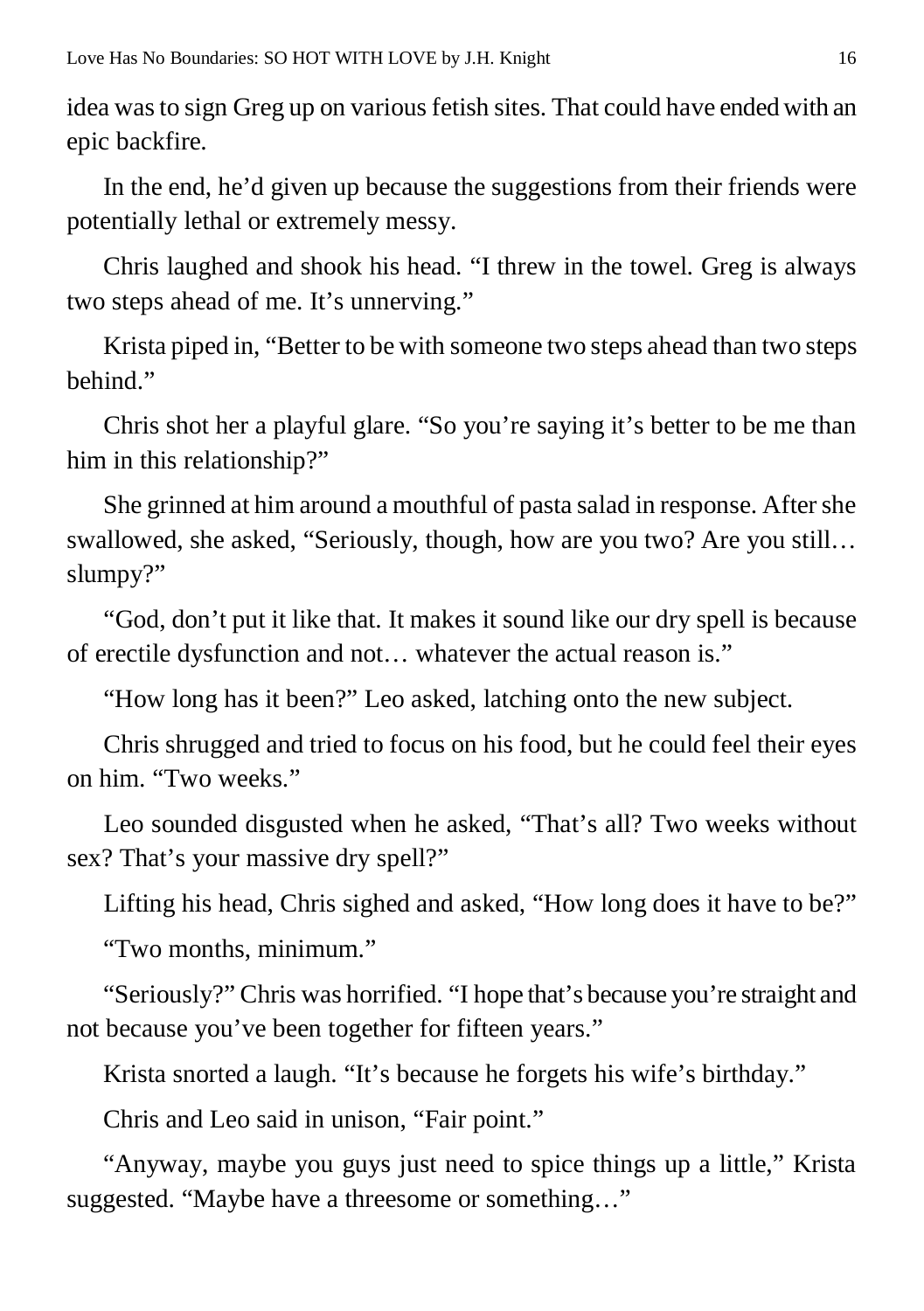idea was to sign Greg up on various fetish sites. That could have ended with an epic backfire.

In the end, he'd given up because the suggestions from their friends were potentially lethal or extremely messy.

Chris laughed and shook his head. "I threw in the towel. Greg is always two steps ahead of me. It's unnerving."

Krista piped in, "Better to be with someone two steps ahead than two steps behind."

Chris shot her a playful glare. "So you're saying it's better to be me than him in this relationship?"

She grinned at him around a mouthful of pasta salad in response. After she swallowed, she asked, "Seriously, though, how are you two? Are you still… slumpy?"

"God, don't put it like that. It makes it sound like our dry spell is because of erectile dysfunction and not… whatever the actual reason is."

"How long has it been?" Leo asked, latching onto the new subject.

Chris shrugged and tried to focus on his food, but he could feel their eyes on him. "Two weeks."

Leo sounded disgusted when he asked, "That's all? Two weeks without sex? That's your massive dry spell?"

Lifting his head, Chris sighed and asked, "How long does it have to be?"

"Two months, minimum."

"Seriously?" Chris was horrified. "I hope that's because you're straight and not because you've been together for fifteen years."

Krista snorted a laugh. "It's because he forgets his wife's birthday."

Chris and Leo said in unison, "Fair point."

"Anyway, maybe you guys just need to spice things up a little," Krista suggested. "Maybe have a threesome or something…"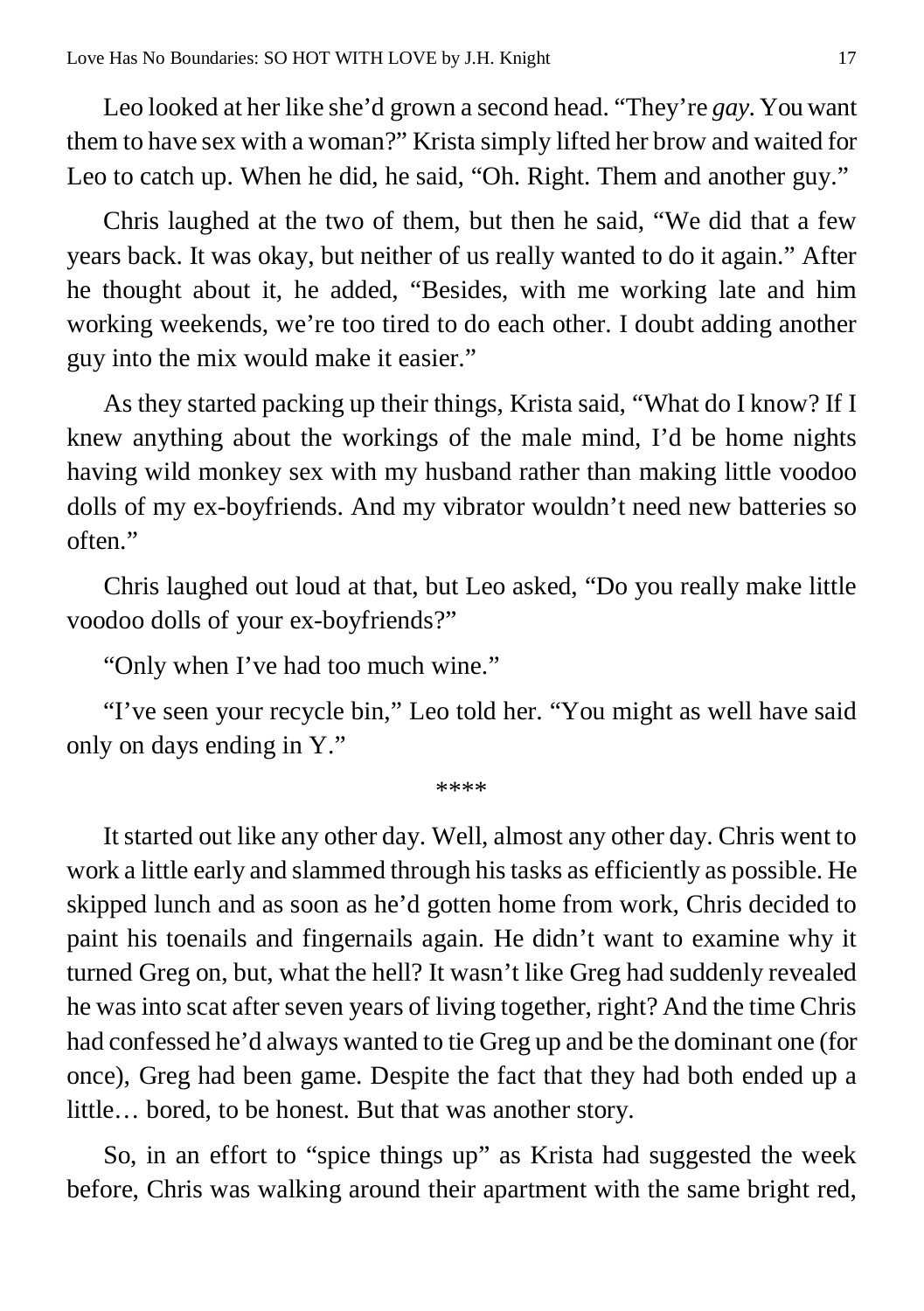Leo looked at her like she'd grown a second head. "They're *gay*. You want them to have sex with a woman?" Krista simply lifted her brow and waited for Leo to catch up. When he did, he said, "Oh. Right. Them and another guy."

Chris laughed at the two of them, but then he said, "We did that a few years back. It was okay, but neither of us really wanted to do it again." After he thought about it, he added, "Besides, with me working late and him working weekends, we're too tired to do each other. I doubt adding another guy into the mix would make it easier."

As they started packing up their things, Krista said, "What do I know? If I knew anything about the workings of the male mind, I'd be home nights having wild monkey sex with my husband rather than making little voodoo dolls of my ex-boyfriends. And my vibrator wouldn't need new batteries so often."

Chris laughed out loud at that, but Leo asked, "Do you really make little voodoo dolls of your ex-boyfriends?"

"Only when I've had too much wine."

"I've seen your recycle bin," Leo told her. "You might as well have said only on days ending in Y."

\*\*\*\*

It started out like any other day. Well, almost any other day. Chris went to work a little early and slammed through his tasks as efficiently as possible. He skipped lunch and as soon as he'd gotten home from work, Chris decided to paint his toenails and fingernails again. He didn't want to examine why it turned Greg on, but, what the hell? It wasn't like Greg had suddenly revealed he was into scat after seven years of living together, right? And the time Chris had confessed he'd always wanted to tie Greg up and be the dominant one (for once), Greg had been game. Despite the fact that they had both ended up a little… bored, to be honest. But that was another story.

So, in an effort to "spice things up" as Krista had suggested the week before, Chris was walking around their apartment with the same bright red,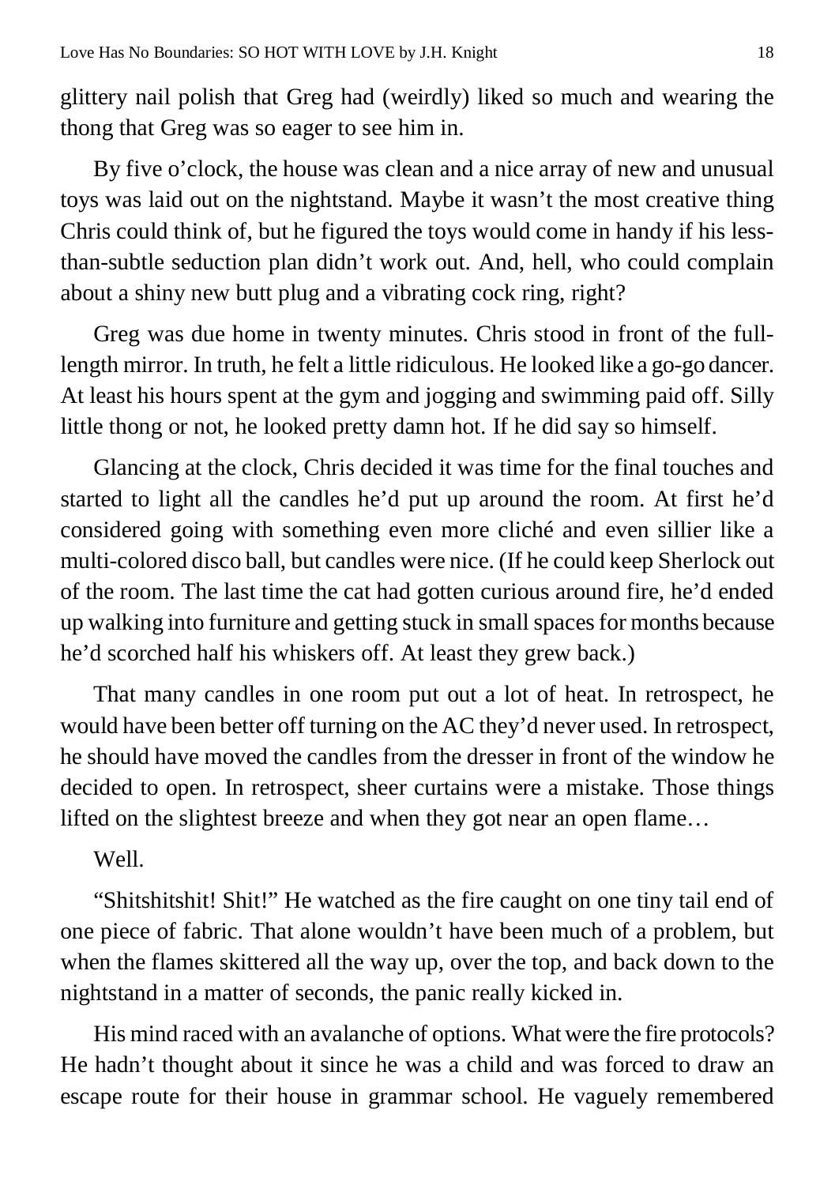glittery nail polish that Greg had (weirdly) liked so much and wearing the thong that Greg was so eager to see him in.

By five o'clock, the house was clean and a nice array of new and unusual toys was laid out on the nightstand. Maybe it wasn't the most creative thing Chris could think of, but he figured the toys would come in handy if his less-than-subtle seduction plan didn't work out. And, hell, who could complain about a shiny new butt plug and a vibrating cock ring, right?

Greg was due home in twenty minutes. Chris stood in front of the full-length mirror. In truth, he felt a little ridiculous. He looked like a go-go dancer. At least his hours spent at the gym and jogging and swimming paid off. Silly little thong or not, he looked pretty damn hot. If he did say so himself.

Glancing at the clock, Chris decided it was time for the final touches and started to light all the candles he'd put up around the room. At first he'd considered going with something even more cliché and even sillier like a multi-colored disco ball, but candles were nice. (If he could keep Sherlock out of the room. The last time the cat had gotten curious around fire, he'd ended up walking into furniture and getting stuck in small spaces for months because he'd scorched half his whiskers off. At least they grew back.)

That many candles in one room put out a lot of heat. In retrospect, he would have been better off turning on the AC they'd never used. In retrospect, he should have moved the candles from the dresser in front of the window he decided to open. In retrospect, sheer curtains were a mistake. Those things lifted on the slightest breeze and when they got near an open flame…

Well.

"Shitshitshit! Shit!" He watched as the fire caught on one tiny tail end of one piece of fabric. That alone wouldn't have been much of a problem, but when the flames skittered all the way up, over the top, and back down to the nightstand in a matter of seconds, the panic really kicked in.

His mind raced with an avalanche of options. What were the fire protocols? He hadn't thought about it since he was a child and was forced to draw an escape route for their house in grammar school. He vaguely remembered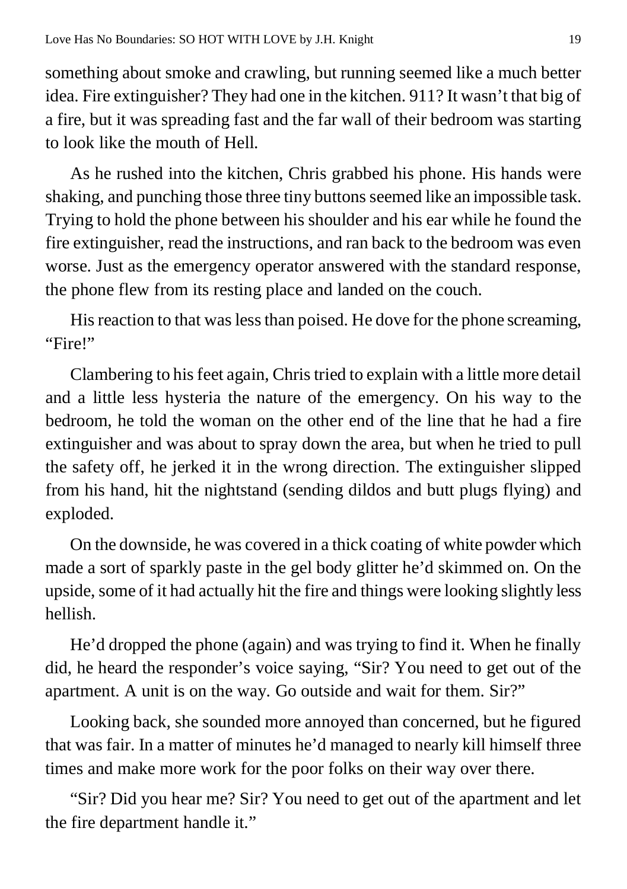something about smoke and crawling, but running seemed like a much better idea. Fire extinguisher? They had one in the kitchen. 911? It wasn't that big of a fire, but it was spreading fast and the far wall of their bedroom was starting to look like the mouth of Hell.

As he rushed into the kitchen, Chris grabbed his phone. His hands were shaking, and punching those three tiny buttons seemed like an impossible task. Trying to hold the phone between his shoulder and his ear while he found the fire extinguisher, read the instructions, and ran back to the bedroom was even worse. Just as the emergency operator answered with the standard response, the phone flew from its resting place and landed on the couch.

His reaction to that was less than poised. He dove for the phone screaming, "Fire!"

Clambering to his feet again, Chris tried to explain with a little more detail and a little less hysteria the nature of the emergency. On his way to the bedroom, he told the woman on the other end of the line that he had a fire extinguisher and was about to spray down the area, but when he tried to pull the safety off, he jerked it in the wrong direction. The extinguisher slipped from his hand, hit the nightstand (sending dildos and butt plugs flying) and exploded.

On the downside, he was covered in a thick coating of white powder which made a sort of sparkly paste in the gel body glitter he'd skimmed on. On the upside, some of it had actually hit the fire and things were looking slightly less hellish.

He'd dropped the phone (again) and was trying to find it. When he finally did, he heard the responder's voice saying, "Sir? You need to get out of the apartment. A unit is on the way. Go outside and wait for them. Sir?"

Looking back, she sounded more annoyed than concerned, but he figured that was fair. In a matter of minutes he'd managed to nearly kill himself three times and make more work for the poor folks on their way over there.

"Sir? Did you hear me? Sir? You need to get out of the apartment and let the fire department handle it."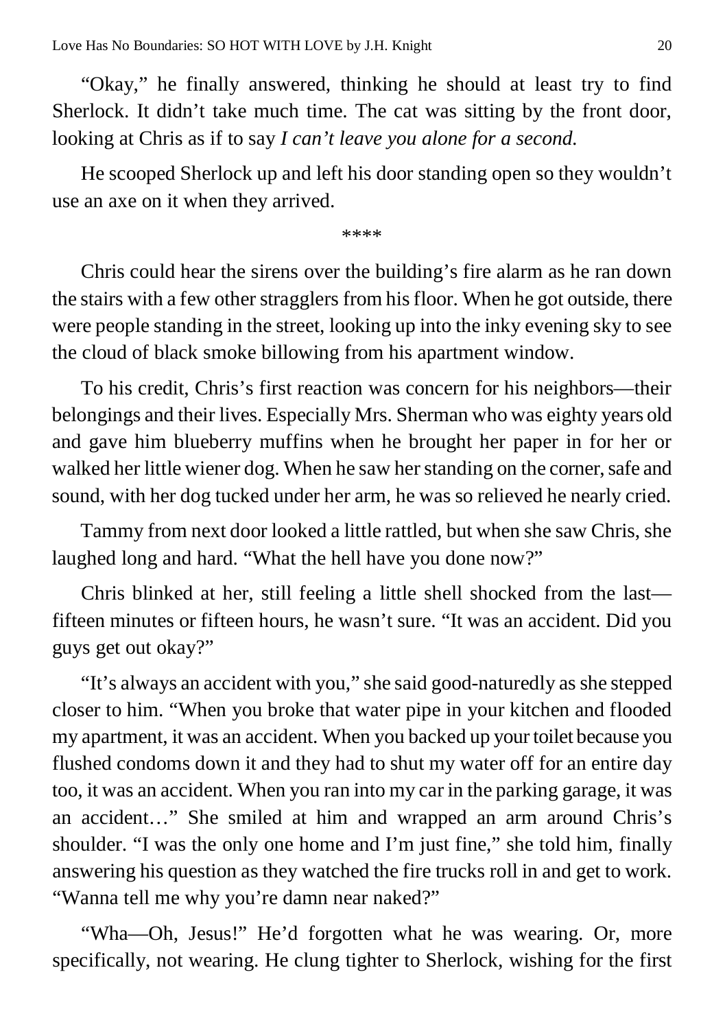"Okay," he finally answered, thinking he should at least try to find Sherlock. It didn't take much time. The cat was sitting by the front door, looking at Chris as if to say *I can't leave you alone for a second.*

He scooped Sherlock up and left his door standing open so they wouldn't use an axe on it when they arrived.

\*\*\*\*

Chris could hear the sirens over the building's fire alarm as he ran down the stairs with a few other stragglers from his floor. When he got outside, there were people standing in the street, looking up into the inky evening sky to see the cloud of black smoke billowing from his apartment window.

To his credit, Chris's first reaction was concern for his neighbors—their belongings and their lives. Especially Mrs. Sherman who was eighty years old and gave him blueberry muffins when he brought her paper in for her or walked her little wiener dog. When he saw her standing on the corner, safe and sound, with her dog tucked under her arm, he was so relieved he nearly cried.

Tammy from next door looked a little rattled, but when she saw Chris, she laughed long and hard. "What the hell have you done now?"

Chris blinked at her, still feeling a little shell shocked from the last—fifteen minutes or fifteen hours, he wasn't sure. "It was an accident. Did you guys get out okay?"

"It's always an accident with you," she said good-naturedly as she stepped closer to him. "When you broke that water pipe in your kitchen and flooded my apartment, it was an accident. When you backed up your toilet because you flushed condoms down it and they had to shut my water off for an entire day too, it was an accident. When you ran into my car in the parking garage, it was an accident…" She smiled at him and wrapped an arm around Chris's shoulder. "I was the only one home and I'm just fine," she told him, finally answering his question as they watched the fire trucks roll in and get to work. "Wanna tell me why you're damn near naked?"

"Wha—Oh, Jesus!" He'd forgotten what he was wearing. Or, more specifically, not wearing. He clung tighter to Sherlock, wishing for the first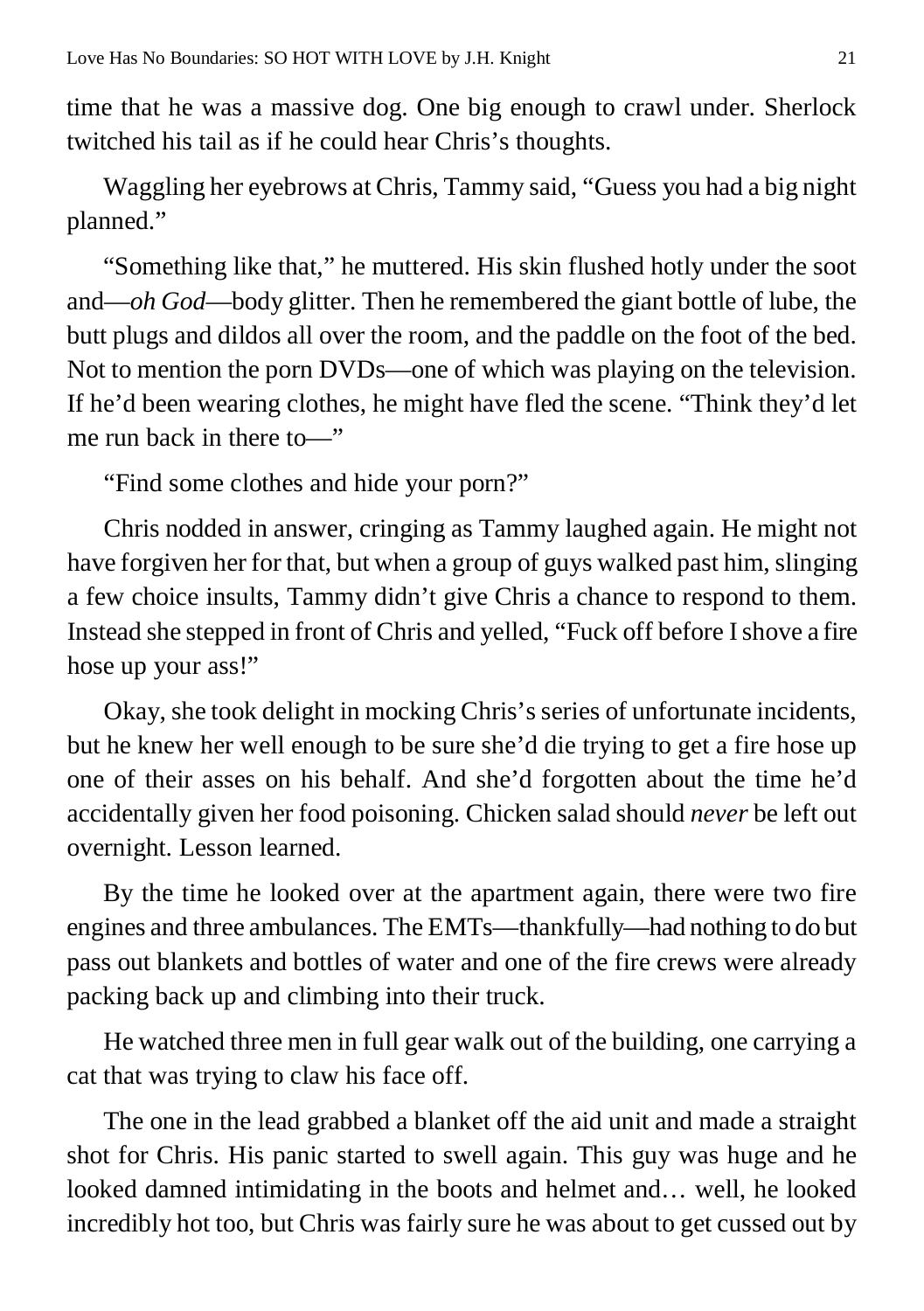time that he was a massive dog. One big enough to crawl under. Sherlock twitched his tail as if he could hear Chris's thoughts.

Waggling her eyebrows at Chris, Tammy said, "Guess you had a big night planned."

"Something like that," he muttered. His skin flushed hotly under the soot and—*oh God*—body glitter. Then he remembered the giant bottle of lube, the butt plugs and dildos all over the room, and the paddle on the foot of the bed. Not to mention the porn DVDs—one of which was playing on the television. If he'd been wearing clothes, he might have fled the scene. "Think they'd let me run back in there to—"

"Find some clothes and hide your porn?"

Chris nodded in answer, cringing as Tammy laughed again. He might not have forgiven her for that, but when a group of guys walked past him, slinging a few choice insults, Tammy didn't give Chris a chance to respond to them. Instead she stepped in front of Chris and yelled, "Fuck off before I shove a fire hose up your ass!"

Okay, she took delight in mocking Chris's series of unfortunate incidents, but he knew her well enough to be sure she'd die trying to get a fire hose up one of their asses on his behalf. And she'd forgotten about the time he'd accidentally given her food poisoning. Chicken salad should *never* be left out overnight. Lesson learned.

By the time he looked over at the apartment again, there were two fire engines and three ambulances. The EMTs—thankfully—had nothing to do but pass out blankets and bottles of water and one of the fire crews were already packing back up and climbing into their truck.

He watched three men in full gear walk out of the building, one carrying a cat that was trying to claw his face off.

The one in the lead grabbed a blanket off the aid unit and made a straight shot for Chris. His panic started to swell again. This guy was huge and he looked damned intimidating in the boots and helmet and… well, he looked incredibly hot too, but Chris was fairly sure he was about to get cussed out by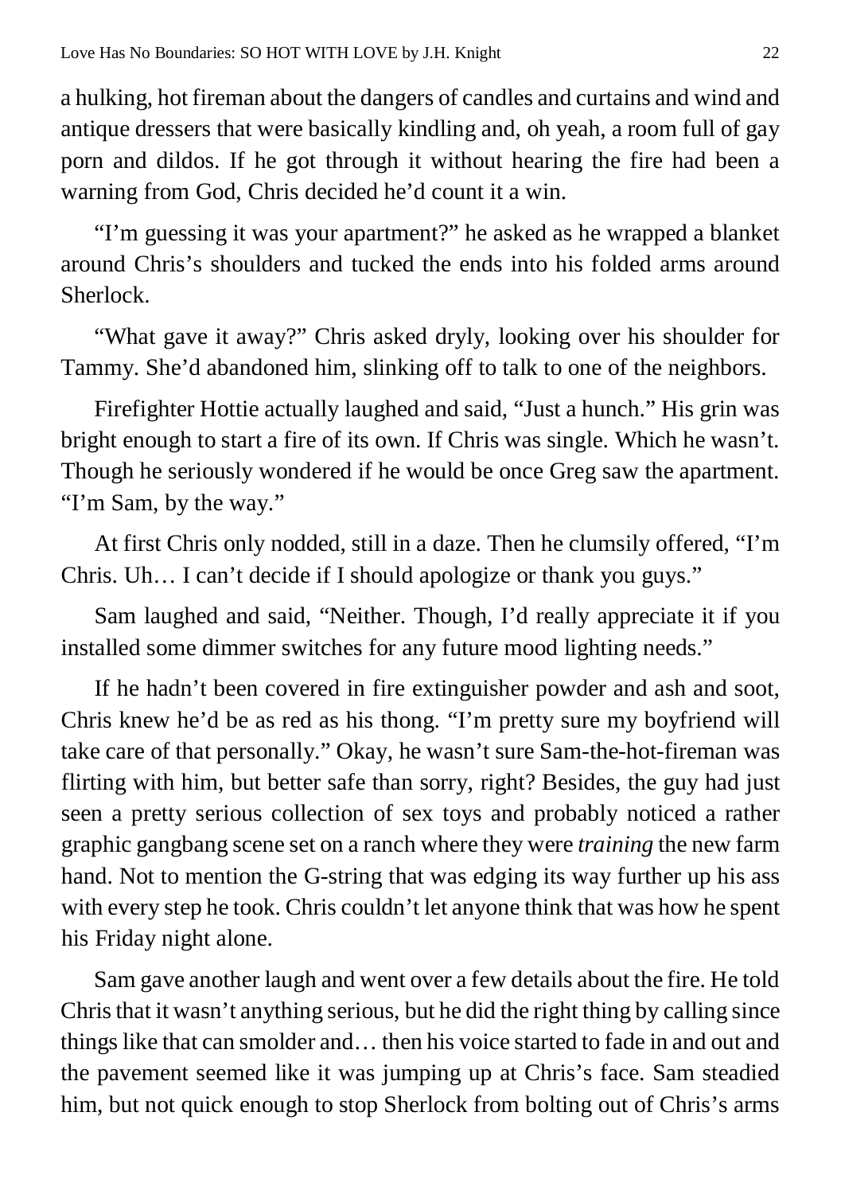a hulking, hot fireman about the dangers of candles and curtains and wind and antique dressers that were basically kindling and, oh yeah, a room full of gay porn and dildos. If he got through it without hearing the fire had been a warning from God, Chris decided he'd count it a win.

"I'm guessing it was your apartment?" he asked as he wrapped a blanket around Chris's shoulders and tucked the ends into his folded arms around Sherlock.

"What gave it away?" Chris asked dryly, looking over his shoulder for Tammy. She'd abandoned him, slinking off to talk to one of the neighbors.

Firefighter Hottie actually laughed and said, "Just a hunch." His grin was bright enough to start a fire of its own. If Chris was single. Which he wasn't. Though he seriously wondered if he would be once Greg saw the apartment. "I'm Sam, by the way."

At first Chris only nodded, still in a daze. Then he clumsily offered, "I'm Chris. Uh… I can't decide if I should apologize or thank you guys."

Sam laughed and said, "Neither. Though, I'd really appreciate it if you installed some dimmer switches for any future mood lighting needs."

If he hadn't been covered in fire extinguisher powder and ash and soot, Chris knew he'd be as red as his thong. "I'm pretty sure my boyfriend will take care of that personally." Okay, he wasn't sure Sam-the-hot-fireman was flirting with him, but better safe than sorry, right? Besides, the guy had just seen a pretty serious collection of sex toys and probably noticed a rather graphic gangbang scene set on a ranch where they were *training* the new farm hand. Not to mention the G-string that was edging its way further up his ass with every step he took. Chris couldn't let anyone think that was how he spent his Friday night alone.

Sam gave another laugh and went over a few details about the fire. He told Chris that it wasn't anything serious, but he did the right thing by calling since things like that can smolder and… then his voice started to fade in and out and the pavement seemed like it was jumping up at Chris's face. Sam steadied him, but not quick enough to stop Sherlock from bolting out of Chris's arms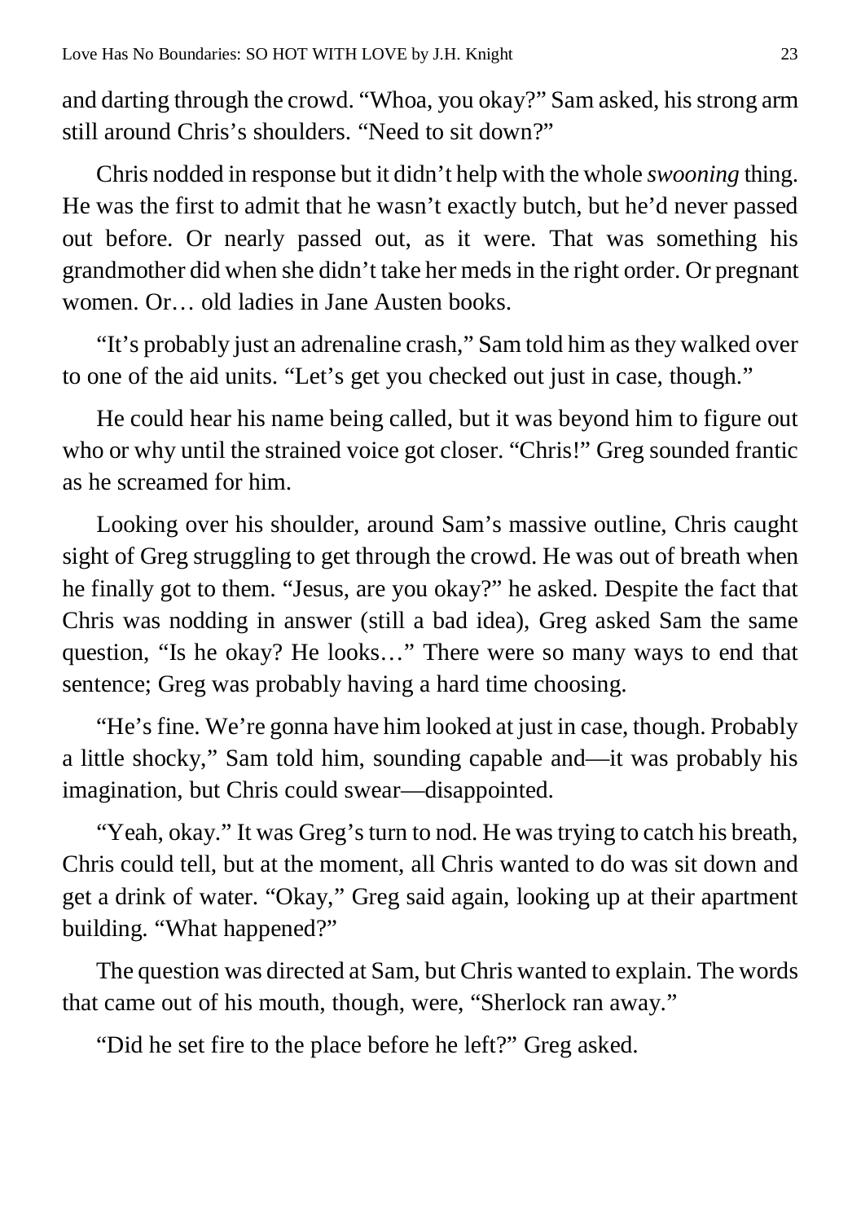and darting through the crowd. "Whoa, you okay?" Sam asked, his strong arm still around Chris's shoulders. "Need to sit down?"

Chris nodded in response but it didn't help with the whole *swooning* thing. He was the first to admit that he wasn't exactly butch, but he'd never passed out before. Or nearly passed out, as it were. That was something his grandmother did when she didn't take her meds in the right order. Or pregnant women. Or… old ladies in Jane Austen books.

"It's probably just an adrenaline crash," Sam told him as they walked over to one of the aid units. "Let's get you checked out just in case, though."

He could hear his name being called, but it was beyond him to figure out who or why until the strained voice got closer. "Chris!" Greg sounded frantic as he screamed for him.

Looking over his shoulder, around Sam's massive outline, Chris caught sight of Greg struggling to get through the crowd. He was out of breath when he finally got to them. "Jesus, are you okay?" he asked. Despite the fact that Chris was nodding in answer (still a bad idea), Greg asked Sam the same question, "Is he okay? He looks…" There were so many ways to end that sentence; Greg was probably having a hard time choosing.

"He's fine. We're gonna have him looked at just in case, though. Probably a little shocky," Sam told him, sounding capable and—it was probably his imagination, but Chris could swear—disappointed.

"Yeah, okay." It was Greg's turn to nod. He was trying to catch his breath, Chris could tell, but at the moment, all Chris wanted to do was sit down and get a drink of water. "Okay," Greg said again, looking up at their apartment building. "What happened?"

The question was directed at Sam, but Chris wanted to explain. The words that came out of his mouth, though, were, "Sherlock ran away."

"Did he set fire to the place before he left?" Greg asked.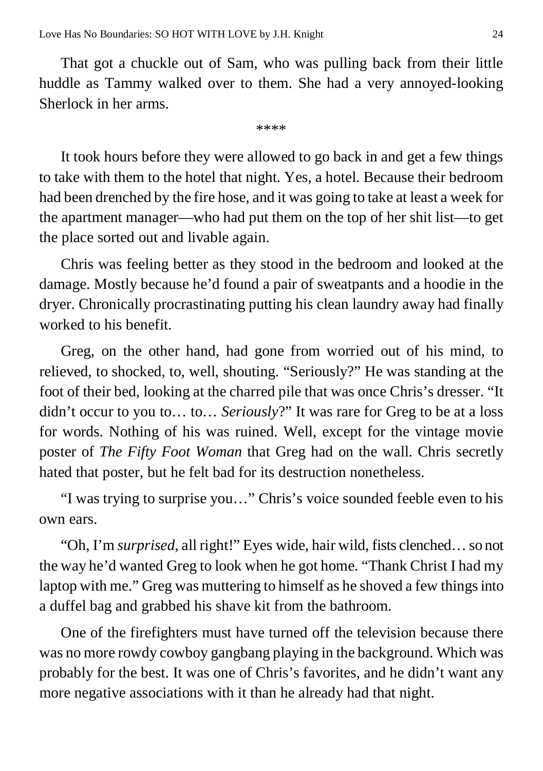That got a chuckle out of Sam, who was pulling back from their little huddle as Tammy walked over to them. She had a very annoyed-looking Sherlock in her arms.

****

It took hours before they were allowed to go back in and get a few things to take with them to the hotel that night. Yes, a hotel. Because their bedroom had been drenched by the fire hose, and it was going to take at least a week for the apartment manager—who had put them on the top of her shit list—to get the place sorted out and livable again.

Chris was feeling better as they stood in the bedroom and looked at the damage. Mostly because he'd found a pair of sweatpants and a hoodie in the dryer. Chronically procrastinating putting his clean laundry away had finally worked to his benefit.

Greg, on the other hand, had gone from worried out of his mind, to relieved, to shocked, to, well, shouting. "Seriously?" He was standing at the foot of their bed, looking at the charred pile that was once Chris's dresser. "It didn't occur to you to… to… *Seriously*?" It was rare for Greg to be at a loss for words. Nothing of his was ruined. Well, except for the vintage movie poster of *The Fifty Foot Woman* that Greg had on the wall. Chris secretly hated that poster, but he felt bad for its destruction nonetheless.

"I was trying to surprise you…" Chris's voice sounded feeble even to his own ears.

"Oh, I'm *surprised*, all right!" Eyes wide, hair wild, fists clenched… so not the way he'd wanted Greg to look when he got home. "Thank Christ I had my laptop with me." Greg was muttering to himself as he shoved a few things into a duffel bag and grabbed his shave kit from the bathroom.

One of the firefighters must have turned off the television because there was no more rowdy cowboy gangbang playing in the background. Which was probably for the best. It was one of Chris's favorites, and he didn't want any more negative associations with it than he already had that night.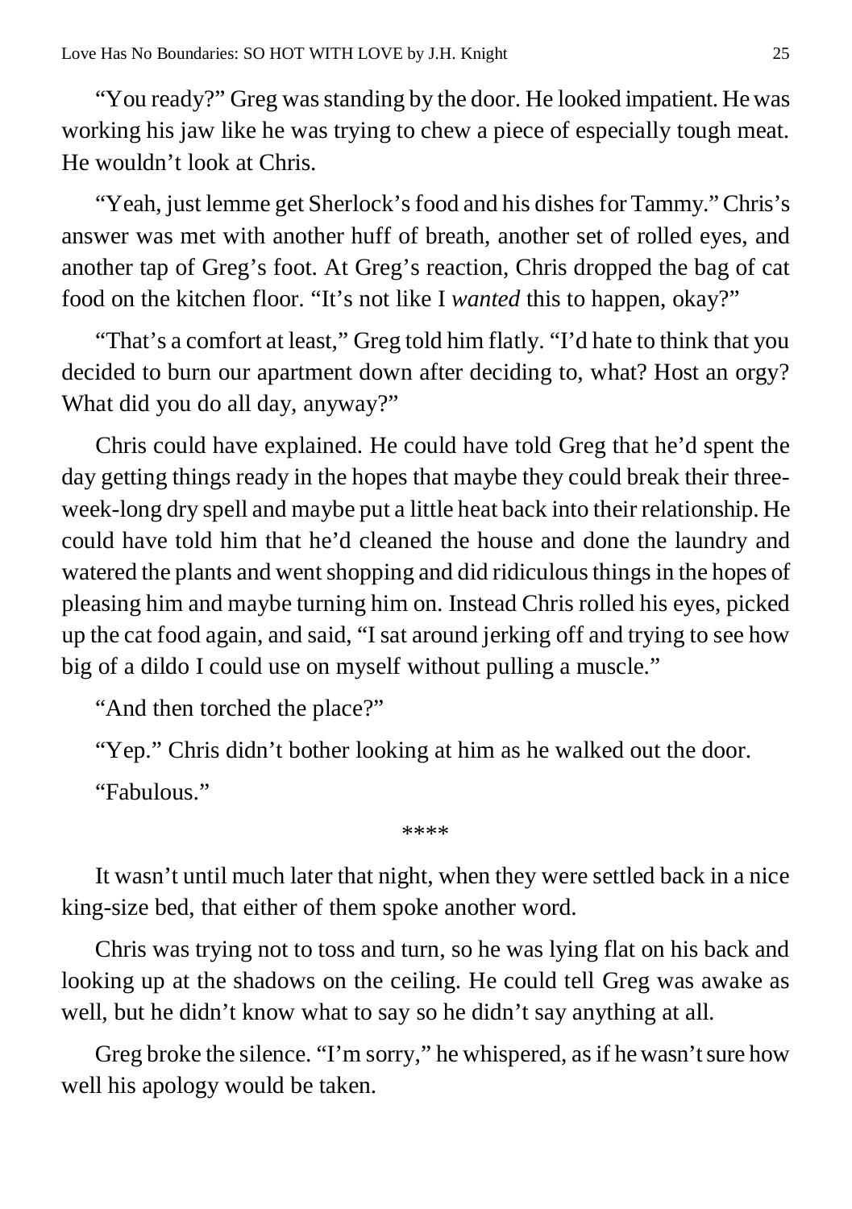"You ready?" Greg was standing by the door. He looked impatient. He was working his jaw like he was trying to chew a piece of especially tough meat. He wouldn't look at Chris.

"Yeah, just lemme get Sherlock's food and his dishes for Tammy." Chris's answer was met with another huff of breath, another set of rolled eyes, and another tap of Greg's foot. At Greg's reaction, Chris dropped the bag of cat food on the kitchen floor. "It's not like I *wanted* this to happen, okay?"

"That's a comfort at least," Greg told him flatly. "I'd hate to think that you decided to burn our apartment down after deciding to, what? Host an orgy? What did you do all day, anyway?"

Chris could have explained. He could have told Greg that he'd spent the day getting things ready in the hopes that maybe they could break their three-week-long dry spell and maybe put a little heat back into their relationship. He could have told him that he'd cleaned the house and done the laundry and watered the plants and went shopping and did ridiculous things in the hopes of pleasing him and maybe turning him on. Instead Chris rolled his eyes, picked up the cat food again, and said, "I sat around jerking off and trying to see how big of a dildo I could use on myself without pulling a muscle."

"And then torched the place?"

"Yep." Chris didn't bother looking at him as he walked out the door.

"Fabulous."

****

It wasn't until much later that night, when they were settled back in a nice king-size bed, that either of them spoke another word.

Chris was trying not to toss and turn, so he was lying flat on his back and looking up at the shadows on the ceiling. He could tell Greg was awake as well, but he didn't know what to say so he didn't say anything at all.

Greg broke the silence. "I'm sorry," he whispered, as if he wasn't sure how well his apology would be taken.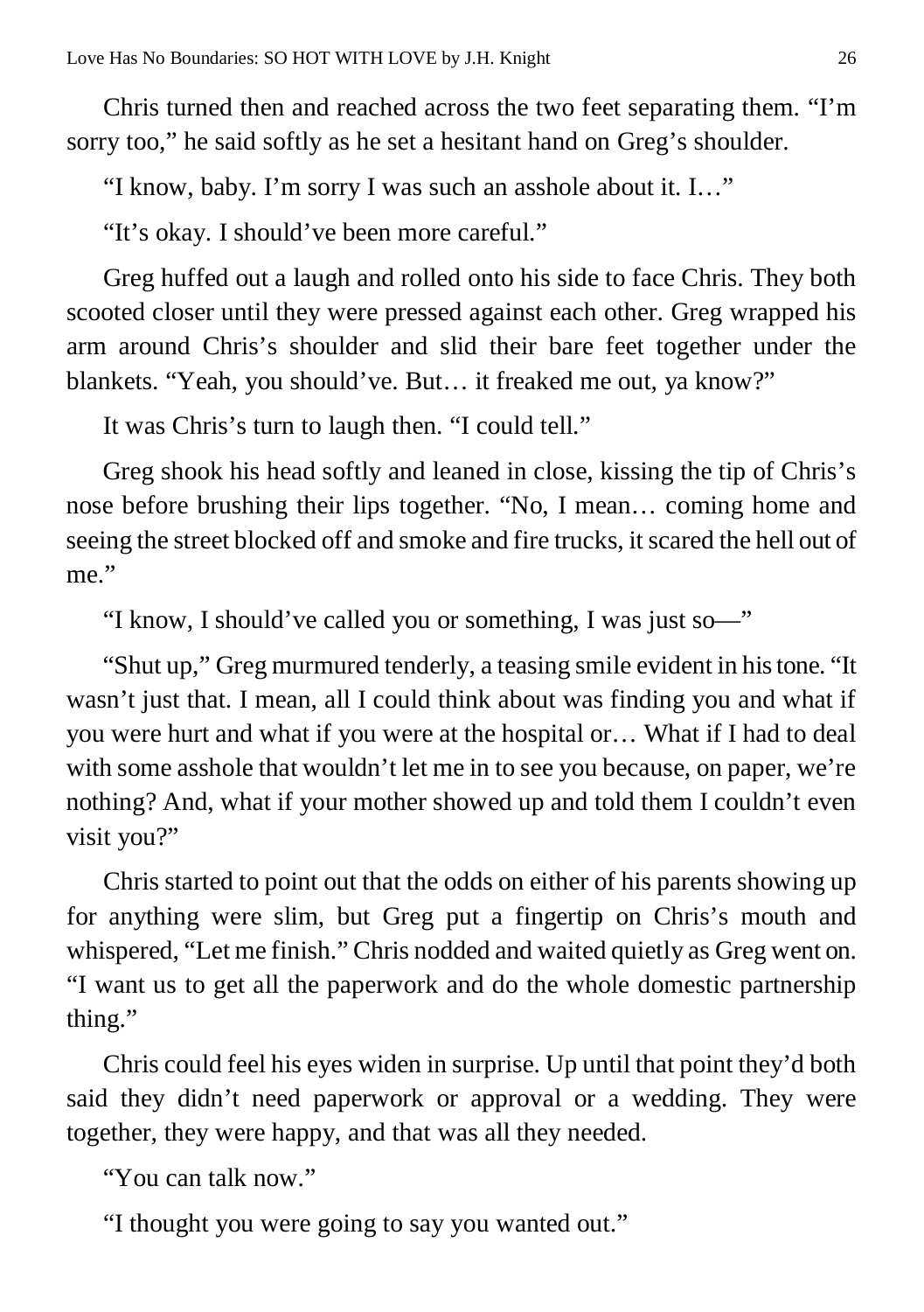Chris turned then and reached across the two feet separating them. "I'm sorry too," he said softly as he set a hesitant hand on Greg's shoulder.

"I know, baby. I'm sorry I was such an asshole about it. I…"

"It's okay. I should've been more careful."

Greg huffed out a laugh and rolled onto his side to face Chris. They both scooted closer until they were pressed against each other. Greg wrapped his arm around Chris's shoulder and slid their bare feet together under the blankets. "Yeah, you should've. But… it freaked me out, ya know?"

It was Chris's turn to laugh then. "I could tell."

Greg shook his head softly and leaned in close, kissing the tip of Chris's nose before brushing their lips together. "No, I mean… coming home and seeing the street blocked off and smoke and fire trucks, it scared the hell out of me."

"I know, I should've called you or something, I was just so—"

"Shut up," Greg murmured tenderly, a teasing smile evident in his tone. "It wasn't just that. I mean, all I could think about was finding you and what if you were hurt and what if you were at the hospital or… What if I had to deal with some asshole that wouldn't let me in to see you because, on paper, we're nothing? And, what if your mother showed up and told them I couldn't even visit you?"

Chris started to point out that the odds on either of his parents showing up for anything were slim, but Greg put a fingertip on Chris's mouth and whispered, "Let me finish." Chris nodded and waited quietly as Greg went on. "I want us to get all the paperwork and do the whole domestic partnership thing."

Chris could feel his eyes widen in surprise. Up until that point they'd both said they didn't need paperwork or approval or a wedding. They were together, they were happy, and that was all they needed.

"You can talk now."

"I thought you were going to say you wanted out."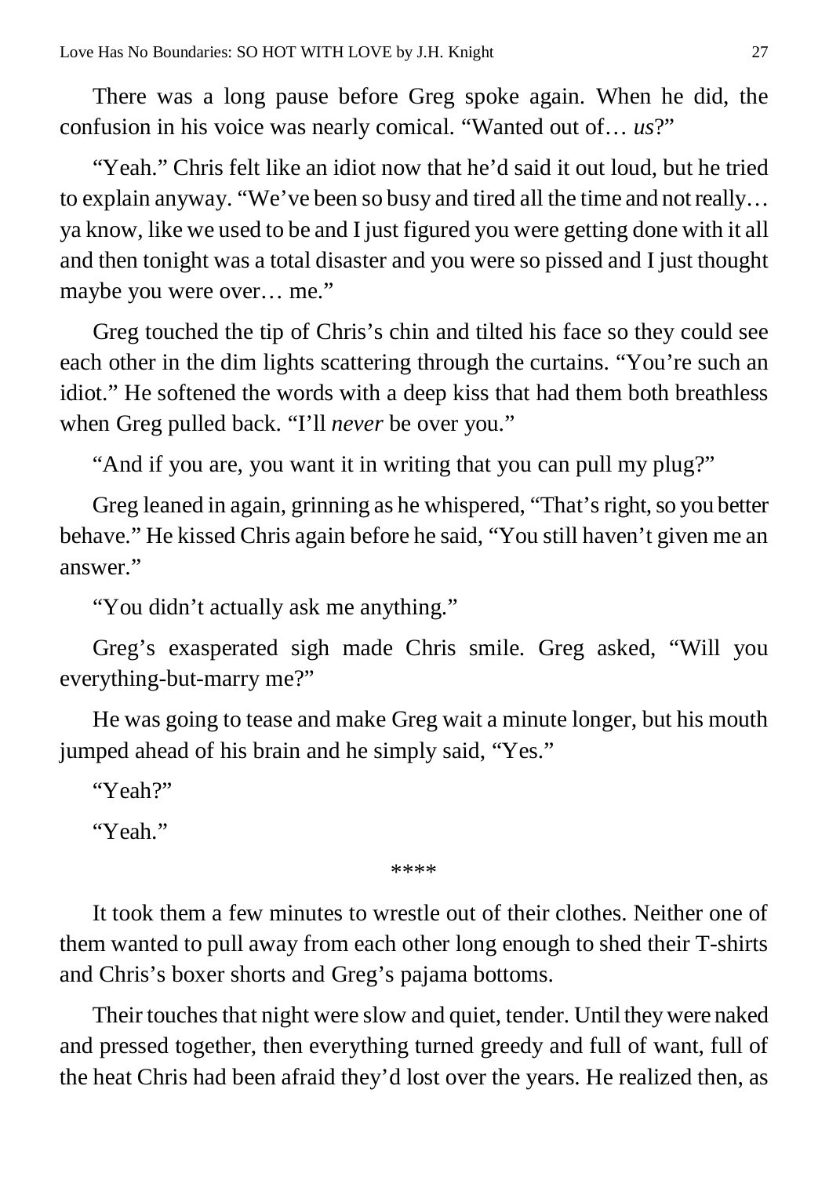There was a long pause before Greg spoke again. When he did, the confusion in his voice was nearly comical. "Wanted out of… *us*?"

"Yeah." Chris felt like an idiot now that he'd said it out loud, but he tried to explain anyway. "We've been so busy and tired all the time and not really… ya know, like we used to be and I just figured you were getting done with it all and then tonight was a total disaster and you were so pissed and I just thought maybe you were over… me."

Greg touched the tip of Chris's chin and tilted his face so they could see each other in the dim lights scattering through the curtains. "You're such an idiot." He softened the words with a deep kiss that had them both breathless when Greg pulled back. "I'll *never* be over you."

"And if you are, you want it in writing that you can pull my plug?"

Greg leaned in again, grinning as he whispered, "That's right, so you better behave." He kissed Chris again before he said, "You still haven't given me an answer."

"You didn't actually ask me anything."

Greg's exasperated sigh made Chris smile. Greg asked, "Will you everything-but-marry me?"

He was going to tease and make Greg wait a minute longer, but his mouth jumped ahead of his brain and he simply said, "Yes."

"Yeah?"

"Yeah."

****

It took them a few minutes to wrestle out of their clothes. Neither one of them wanted to pull away from each other long enough to shed their T-shirts and Chris's boxer shorts and Greg's pajama bottoms.

Their touches that night were slow and quiet, tender. Until they were naked and pressed together, then everything turned greedy and full of want, full of the heat Chris had been afraid they'd lost over the years. He realized then, as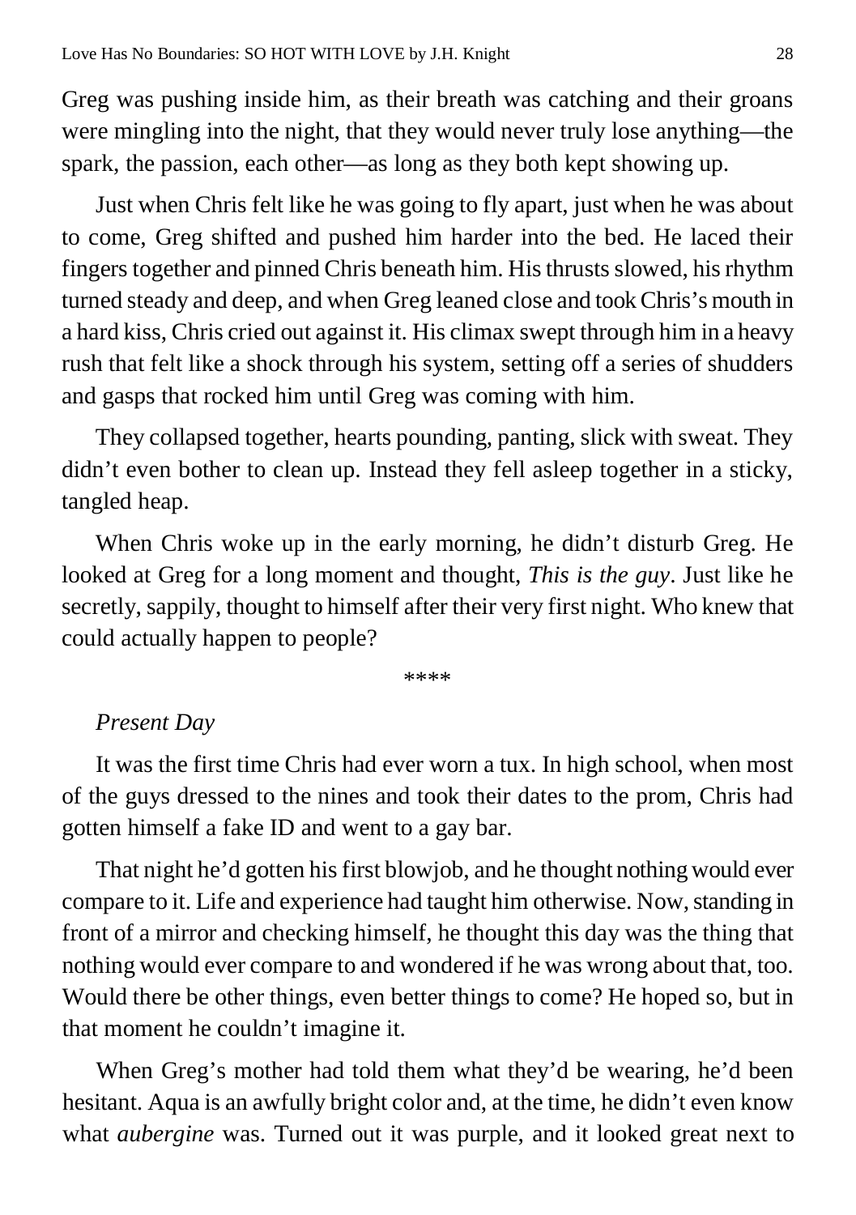Greg was pushing inside him, as their breath was catching and their groans were mingling into the night, that they would never truly lose anything—the spark, the passion, each other—as long as they both kept showing up.

Just when Chris felt like he was going to fly apart, just when he was about to come, Greg shifted and pushed him harder into the bed. He laced their fingers together and pinned Chris beneath him. His thrusts slowed, his rhythm turned steady and deep, and when Greg leaned close and took Chris's mouth in a hard kiss, Chris cried out against it. His climax swept through him in a heavy rush that felt like a shock through his system, setting off a series of shudders and gasps that rocked him until Greg was coming with him.

They collapsed together, hearts pounding, panting, slick with sweat. They didn't even bother to clean up. Instead they fell asleep together in a sticky, tangled heap.

When Chris woke up in the early morning, he didn't disturb Greg. He looked at Greg for a long moment and thought, *This is the guy*. Just like he secretly, sappily, thought to himself after their very first night. Who knew that could actually happen to people?

****

*Present Day*

It was the first time Chris had ever worn a tux. In high school, when most of the guys dressed to the nines and took their dates to the prom, Chris had gotten himself a fake ID and went to a gay bar.

That night he'd gotten his first blowjob, and he thought nothing would ever compare to it. Life and experience had taught him otherwise. Now, standing in front of a mirror and checking himself, he thought this day was the thing that nothing would ever compare to and wondered if he was wrong about that, too. Would there be other things, even better things to come? He hoped so, but in that moment he couldn't imagine it.

When Greg's mother had told them what they'd be wearing, he'd been hesitant. Aqua is an awfully bright color and, at the time, he didn't even know what *aubergine* was. Turned out it was purple, and it looked great next to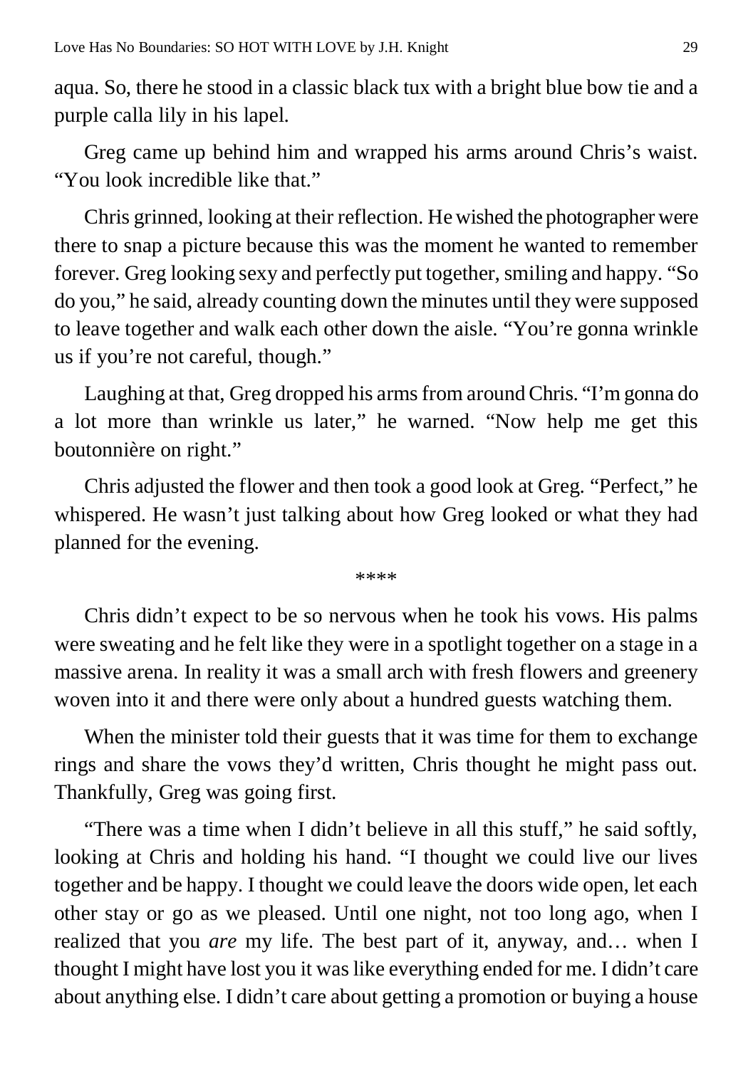aqua. So, there he stood in a classic black tux with a bright blue bow tie and a purple calla lily in his lapel.

Greg came up behind him and wrapped his arms around Chris's waist. "You look incredible like that."

Chris grinned, looking at their reflection. He wished the photographer were there to snap a picture because this was the moment he wanted to remember forever. Greg looking sexy and perfectly put together, smiling and happy. "So do you," he said, already counting down the minutes until they were supposed to leave together and walk each other down the aisle. "You're gonna wrinkle us if you're not careful, though."

Laughing at that, Greg dropped his arms from around Chris. "I'm gonna do a lot more than wrinkle us later," he warned. "Now help me get this boutonnière on right."

Chris adjusted the flower and then took a good look at Greg. "Perfect," he whispered. He wasn't just talking about how Greg looked or what they had planned for the evening.

\*\*\*\*

Chris didn't expect to be so nervous when he took his vows. His palms were sweating and he felt like they were in a spotlight together on a stage in a massive arena. In reality it was a small arch with fresh flowers and greenery woven into it and there were only about a hundred guests watching them.

When the minister told their guests that it was time for them to exchange rings and share the vows they'd written, Chris thought he might pass out. Thankfully, Greg was going first.

"There was a time when I didn't believe in all this stuff," he said softly, looking at Chris and holding his hand. "I thought we could live our lives together and be happy. I thought we could leave the doors wide open, let each other stay or go as we pleased. Until one night, not too long ago, when I realized that you *are* my life. The best part of it, anyway, and… when I thought I might have lost you it was like everything ended for me. I didn't care about anything else. I didn't care about getting a promotion or buying a house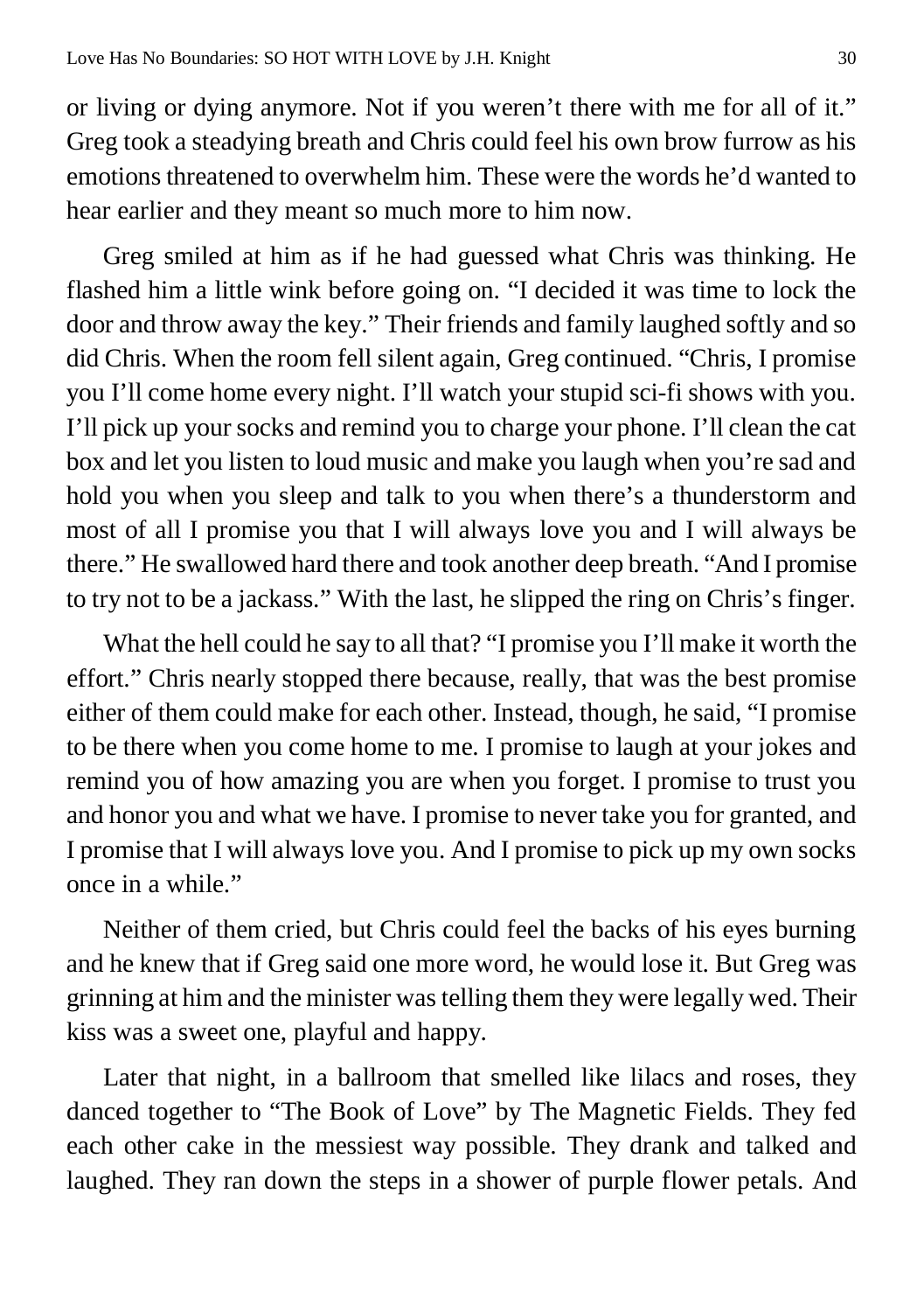or living or dying anymore. Not if you weren't there with me for all of it." Greg took a steadying breath and Chris could feel his own brow furrow as his emotions threatened to overwhelm him. These were the words he'd wanted to hear earlier and they meant so much more to him now.

Greg smiled at him as if he had guessed what Chris was thinking. He flashed him a little wink before going on. "I decided it was time to lock the door and throw away the key." Their friends and family laughed softly and so did Chris. When the room fell silent again, Greg continued. "Chris, I promise you I'll come home every night. I'll watch your stupid sci-fi shows with you. I'll pick up your socks and remind you to charge your phone. I'll clean the cat box and let you listen to loud music and make you laugh when you're sad and hold you when you sleep and talk to you when there's a thunderstorm and most of all I promise you that I will always love you and I will always be there." He swallowed hard there and took another deep breath. "And I promise to try not to be a jackass." With the last, he slipped the ring on Chris's finger.

What the hell could he say to all that? "I promise you I'll make it worth the effort." Chris nearly stopped there because, really, that was the best promise either of them could make for each other. Instead, though, he said, "I promise to be there when you come home to me. I promise to laugh at your jokes and remind you of how amazing you are when you forget. I promise to trust you and honor you and what we have. I promise to never take you for granted, and I promise that I will always love you. And I promise to pick up my own socks once in a while."

Neither of them cried, but Chris could feel the backs of his eyes burning and he knew that if Greg said one more word, he would lose it. But Greg was grinning at him and the minister was telling them they were legally wed. Their kiss was a sweet one, playful and happy.

Later that night, in a ballroom that smelled like lilacs and roses, they danced together to "The Book of Love" by The Magnetic Fields. They fed each other cake in the messiest way possible. They drank and talked and laughed. They ran down the steps in a shower of purple flower petals. And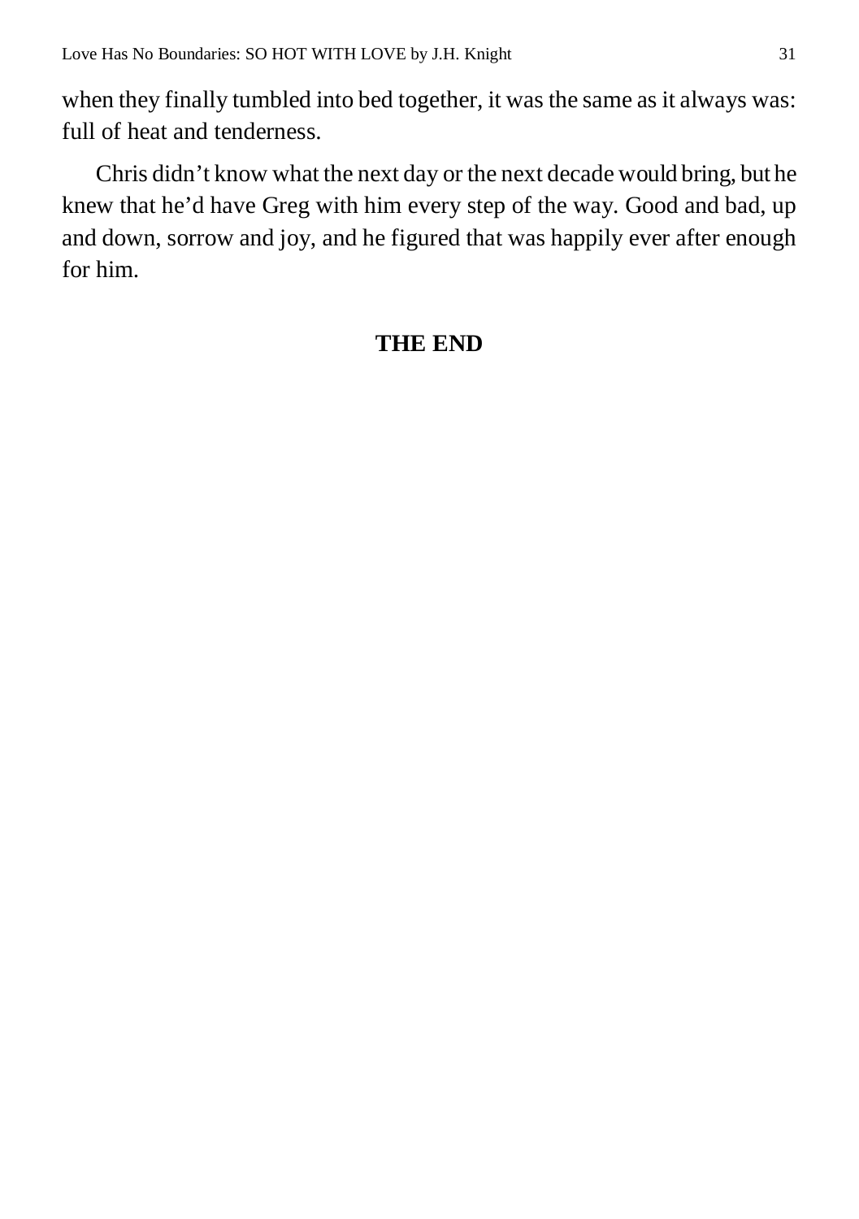when they finally tumbled into bed together, it was the same as it always was: full of heat and tenderness.

Chris didn't know what the next day or the next decade would bring, but he knew that he'd have Greg with him every step of the way. Good and bad, up and down, sorrow and joy, and he figured that was happily ever after enough for him.

**THE END**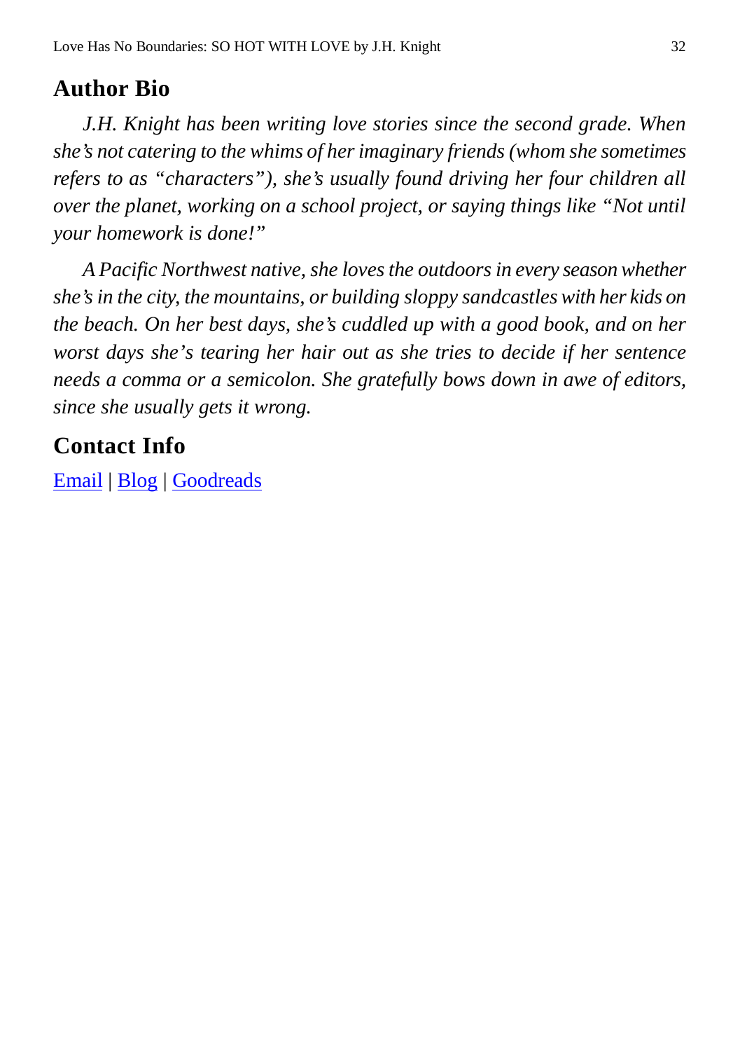## Author Bio

*J.H. Knight has been writing love stories since the second grade. When she's not catering to the whims of her imaginary friends (whom she sometimes refers to as "characters"), she's usually found driving her four children all over the planet, working on a school project, or saying things like "Not until your homework is done!"*

*A Pacific Northwest native, she loves the outdoors in every season whether she's in the city, the mountains, or building sloppy sandcastles with her kids on the beach. On her best days, she's cuddled up with a good book, and on her worst days she's tearing her hair out as she tries to decide if her sentence needs a comma or a semicolon. She gratefully bows down in awe of editors, since she usually gets it wrong.*

## Contact Info

Email | Blog | Goodreads